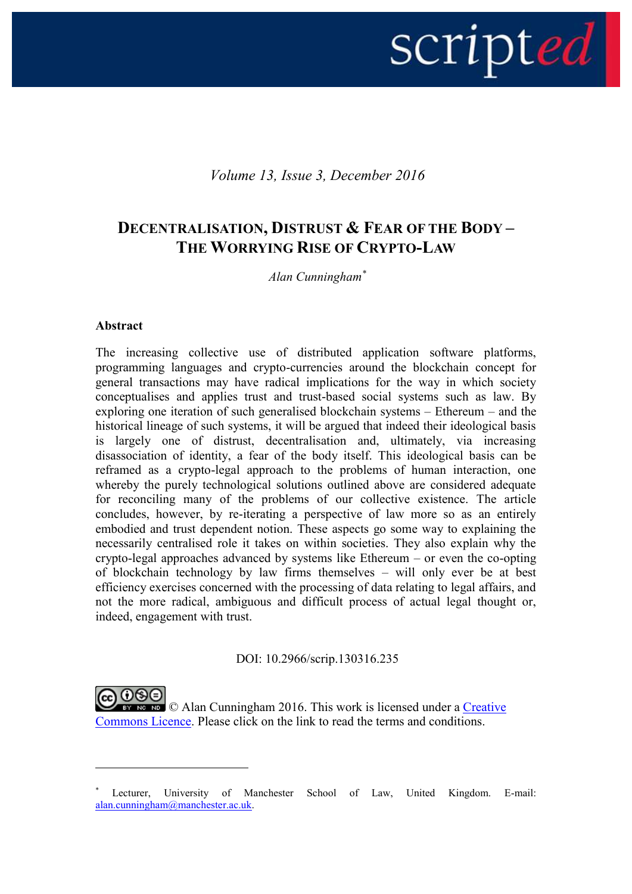*Volume 13, Issue 3, December 2016*

# DECENTRALISATION, DISTRUST & FEAR OF THE BODY – THE WORRYING RISE OF CRYPTO-LAW

*Alan Cunningham*[*]

**Abstract**

The increasing collective use of distributed application software platforms, programming languages and crypto-currencies around the blockchain concept for general transactions may have radical implications for the way in which society conceptualises and applies trust and trust-based social systems such as law. By exploring one iteration of such generalised blockchain systems – Ethereum – and the historical lineage of such systems, it will be argued that indeed their ideological basis is largely one of distrust, decentralisation and, ultimately, via increasing disassociation of identity, a fear of the body itself. This ideological basis can be reframed as a crypto-legal approach to the problems of human interaction, one whereby the purely technological solutions outlined above are considered adequate for reconciling many of the problems of our collective existence. The article concludes, however, by re-iterating a perspective of law more so as an entirely embodied and trust dependent notion. These aspects go some way to explaining the necessarily centralised role it takes on within societies. They also explain why the crypto-legal approaches advanced by systems like Ethereum – or even the co-opting of blockchain technology by law firms themselves – will only ever be at best efficiency exercises concerned with the processing of data relating to legal affairs, and not the more radical, ambiguous and difficult process of actual legal thought or, indeed, engagement with trust.

DOI: 10.2966/scrip.130316.235

© Alan Cunningham 2016. This work is licensed under a [Creative Commons Licence](). Please click on the link to read the terms and conditions.

---

[*] Lecturer, University of Manchester School of Law, United Kingdom. E-mail: alan.cunningham@manchester.ac.uk.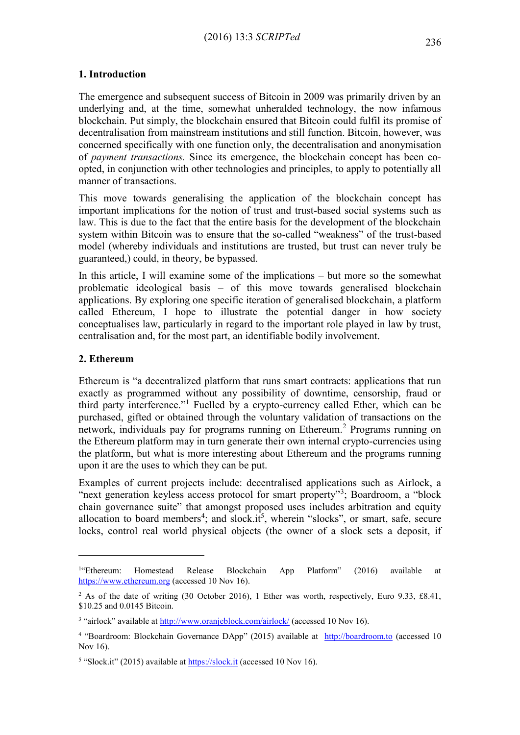## 1. Introduction

The emergence and subsequent success of Bitcoin in 2009 was primarily driven by an underlying and, at the time, somewhat unheralded technology, the now infamous blockchain. Put simply, the blockchain ensured that Bitcoin could fulfil its promise of decentralisation from mainstream institutions and still function. Bitcoin, however, was concerned specifically with one function only, the decentralisation and anonymisation of *payment transactions.* Since its emergence, the blockchain concept has been co-opted, in conjunction with other technologies and principles, to apply to potentially all manner of transactions.

This move towards generalising the application of the blockchain concept has important implications for the notion of trust and trust-based social systems such as law. This is due to the fact that the entire basis for the development of the blockchain system within Bitcoin was to ensure that the so-called "weakness" of the trust-based model (whereby individuals and institutions are trusted, but trust can never truly be guaranteed,) could, in theory, be bypassed.

In this article, I will examine some of the implications – but more so the somewhat problematic ideological basis – of this move towards generalised blockchain applications. By exploring one specific iteration of generalised blockchain, a platform called Ethereum, I hope to illustrate the potential danger in how society conceptualises law, particularly in regard to the important role played in law by trust, centralisation and, for the most part, an identifiable bodily involvement.

## 2. Ethereum

Ethereum is "a decentralized platform that runs smart contracts: applications that run exactly as programmed without any possibility of downtime, censorship, fraud or third party interference."[1] Fuelled by a crypto-currency called Ether, which can be purchased, gifted or obtained through the voluntary validation of transactions on the network, individuals pay for programs running on Ethereum.[2] Programs running on the Ethereum platform may in turn generate their own internal crypto-currencies using the platform, but what is more interesting about Ethereum and the programs running upon it are the uses to which they can be put.

Examples of current projects include: decentralised applications such as Airlock, a "next generation keyless access protocol for smart property"[3]; Boardroom, a "block chain governance suite" that amongst proposed uses includes arbitration and equity allocation to board members[4]; and slock.it[5], wherein "slocks", or smart, safe, secure locks, control real world physical objects (the owner of a slock sets a deposit, if

---

[1] "Ethereum: Homestead Release Blockchain App Platform" (2016) available at https://www.ethereum.org (accessed 10 Nov 16).

[2] As of the date of writing (30 October 2016), 1 Ether was worth, respectively, Euro 9.33, £8.41, $10.25 and 0.0145 Bitcoin.

[3] "airlock" available at http://www.oranjeblock.com/airlock/ (accessed 10 Nov 16).

[4] "Boardroom: Blockchain Governance DApp" (2015) available at http://boardroom.to (accessed 10 Nov 16).

[5] "Slock.it" (2015) available at https://slock.it (accessed 10 Nov 16).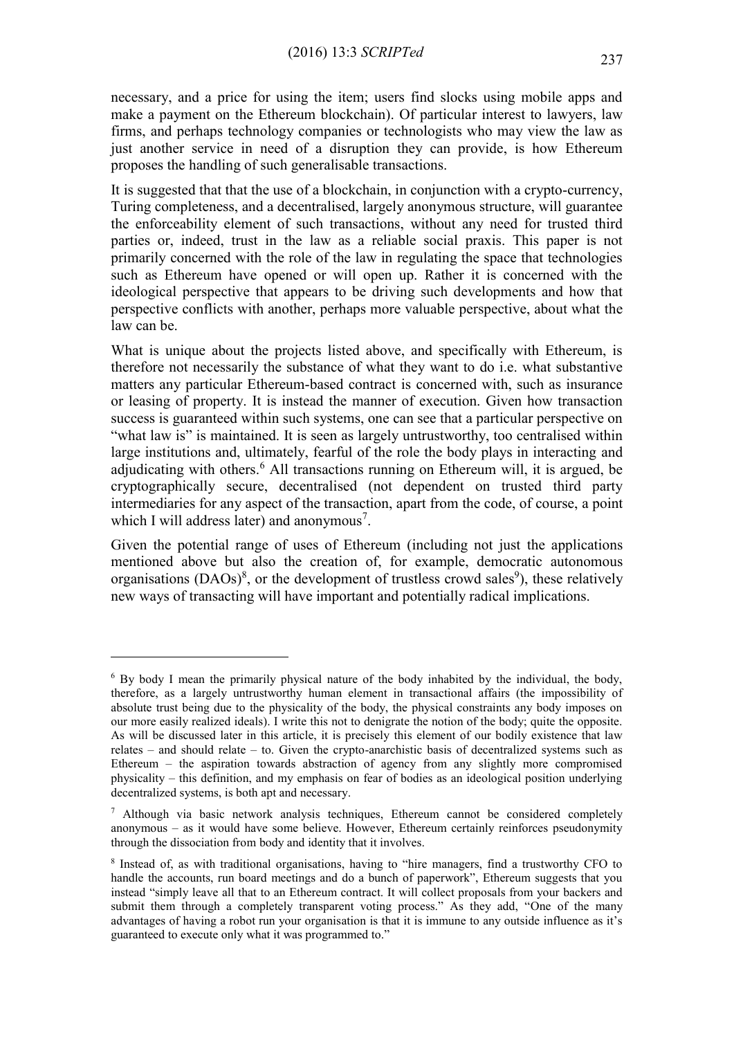necessary, and a price for using the item; users find slocks using mobile apps and make a payment on the Ethereum blockchain). Of particular interest to lawyers, law firms, and perhaps technology companies or technologists who may view the law as just another service in need of a disruption they can provide, is how Ethereum proposes the handling of such generalisable transactions.

It is suggested that that the use of a blockchain, in conjunction with a crypto-currency, Turing completeness, and a decentralised, largely anonymous structure, will guarantee the enforceability element of such transactions, without any need for trusted third parties or, indeed, trust in the law as a reliable social praxis. This paper is not primarily concerned with the role of the law in regulating the space that technologies such as Ethereum have opened or will open up. Rather it is concerned with the ideological perspective that appears to be driving such developments and how that perspective conflicts with another, perhaps more valuable perspective, about what the law can be.

What is unique about the projects listed above, and specifically with Ethereum, is therefore not necessarily the substance of what they want to do i.e. what substantive matters any particular Ethereum-based contract is concerned with, such as insurance or leasing of property. It is instead the manner of execution. Given how transaction success is guaranteed within such systems, one can see that a particular perspective on "what law is" is maintained. It is seen as largely untrustworthy, too centralised within large institutions and, ultimately, fearful of the role the body plays in interacting and adjudicating with others.[6] All transactions running on Ethereum will, it is argued, be cryptographically secure, decentralised (not dependent on trusted third party intermediaries for any aspect of the transaction, apart from the code, of course, a point which I will address later) and anonymous[7].

Given the potential range of uses of Ethereum (including not just the applications mentioned above but also the creation of, for example, democratic autonomous organisations (DAOs)[8], or the development of trustless crowd sales[9]), these relatively new ways of transacting will have important and potentially radical implications.

---

[6] By body I mean the primarily physical nature of the body inhabited by the individual, the body, therefore, as a largely untrustworthy human element in transactional affairs (the impossibility of absolute trust being due to the physicality of the body, the physical constraints any body imposes on our more easily realized ideals). I write this not to denigrate the notion of the body; quite the opposite. As will be discussed later in this article, it is precisely this element of our bodily existence that law relates – and should relate – to. Given the crypto-anarchistic basis of decentralized systems such as Ethereum – the aspiration towards abstraction of agency from any slightly more compromised physicality – this definition, and my emphasis on fear of bodies as an ideological position underlying decentralized systems, is both apt and necessary.

[7] Although via basic network analysis techniques, Ethereum cannot be considered completely anonymous – as it would have some believe. However, Ethereum certainly reinforces pseudonymity through the dissociation from body and identity that it involves.

[8] Instead of, as with traditional organisations, having to "hire managers, find a trustworthy CFO to handle the accounts, run board meetings and do a bunch of paperwork", Ethereum suggests that you instead "simply leave all that to an Ethereum contract. It will collect proposals from your backers and submit them through a completely transparent voting process." As they add, "One of the many advantages of having a robot run your organisation is that it is immune to any outside influence as it's guaranteed to execute only what it was programmed to."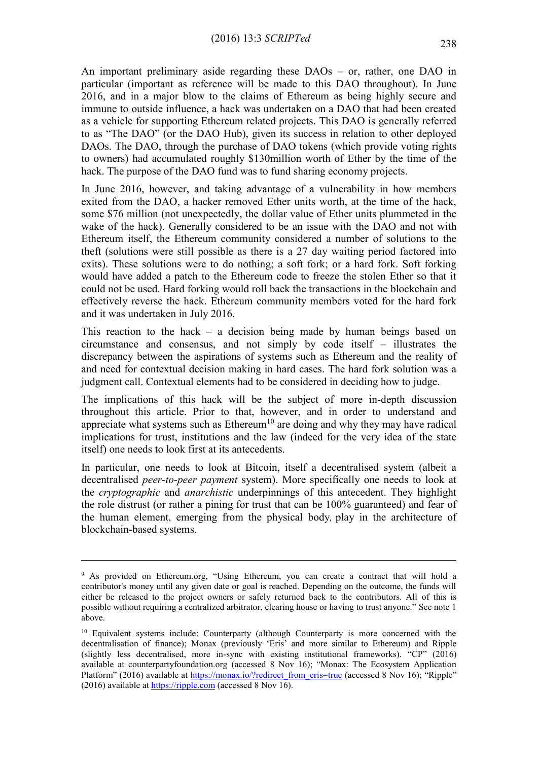An important preliminary aside regarding these DAOs – or, rather, one DAO in particular (important as reference will be made to this DAO throughout). In June 2016, and in a major blow to the claims of Ethereum as being highly secure and immune to outside influence, a hack was undertaken on a DAO that had been created as a vehicle for supporting Ethereum related projects. This DAO is generally referred to as "The DAO" (or the DAO Hub), given its success in relation to other deployed DAOs. The DAO, through the purchase of DAO tokens (which provide voting rights to owners) had accumulated roughly $130million worth of Ether by the time of the hack. The purpose of the DAO fund was to fund sharing economy projects.

In June 2016, however, and taking advantage of a vulnerability in how members exited from the DAO, a hacker removed Ether units worth, at the time of the hack, some $76 million (not unexpectedly, the dollar value of Ether units plummeted in the wake of the hack). Generally considered to be an issue with the DAO and not with Ethereum itself, the Ethereum community considered a number of solutions to the theft (solutions were still possible as there is a 27 day waiting period factored into exits). These solutions were to do nothing; a soft fork; or a hard fork. Soft forking would have added a patch to the Ethereum code to freeze the stolen Ether so that it could not be used. Hard forking would roll back the transactions in the blockchain and effectively reverse the hack. Ethereum community members voted for the hard fork and it was undertaken in July 2016.

This reaction to the hack – a decision being made by human beings based on circumstance and consensus, and not simply by code itself – illustrates the discrepancy between the aspirations of systems such as Ethereum and the reality of and need for contextual decision making in hard cases. The hard fork solution was a judgment call. Contextual elements had to be considered in deciding how to judge.

The implications of this hack will be the subject of more in-depth discussion throughout this article. Prior to that, however, and in order to understand and appreciate what systems such as Ethereum[10] are doing and why they may have radical implications for trust, institutions and the law (indeed for the very idea of the state itself) one needs to look first at its antecedents.

In particular, one needs to look at Bitcoin, itself a decentralised system (albeit a decentralised *peer-to-peer payment* system). More specifically one needs to look at the *cryptographic* and *anarchistic* underpinnings of this antecedent. They highlight the role distrust (or rather a pining for trust that can be 100% guaranteed) and fear of the human element, emerging from the physical body, play in the architecture of blockchain-based systems.

---

[9] As provided on Ethereum.org, "Using Ethereum, you can create a contract that will hold a contributor's money until any given date or goal is reached. Depending on the outcome, the funds will either be released to the project owners or safely returned back to the contributors. All of this is possible without requiring a centralized arbitrator, clearing house or having to trust anyone." See note 1 above.

[10] Equivalent systems include: Counterparty (although Counterparty is more concerned with the decentralisation of finance); Monax (previously 'Eris' and more similar to Ethereum) and Ripple (slightly less decentralised, more in-sync with existing institutional frameworks). "CP" (2016) available at counterpartyfoundation.org (accessed 8 Nov 16); "Monax: The Ecosystem Application Platform" (2016) available at https://monax.io/?redirect_from_eris=true (accessed 8 Nov 16); "Ripple" (2016) available at https://ripple.com (accessed 8 Nov 16).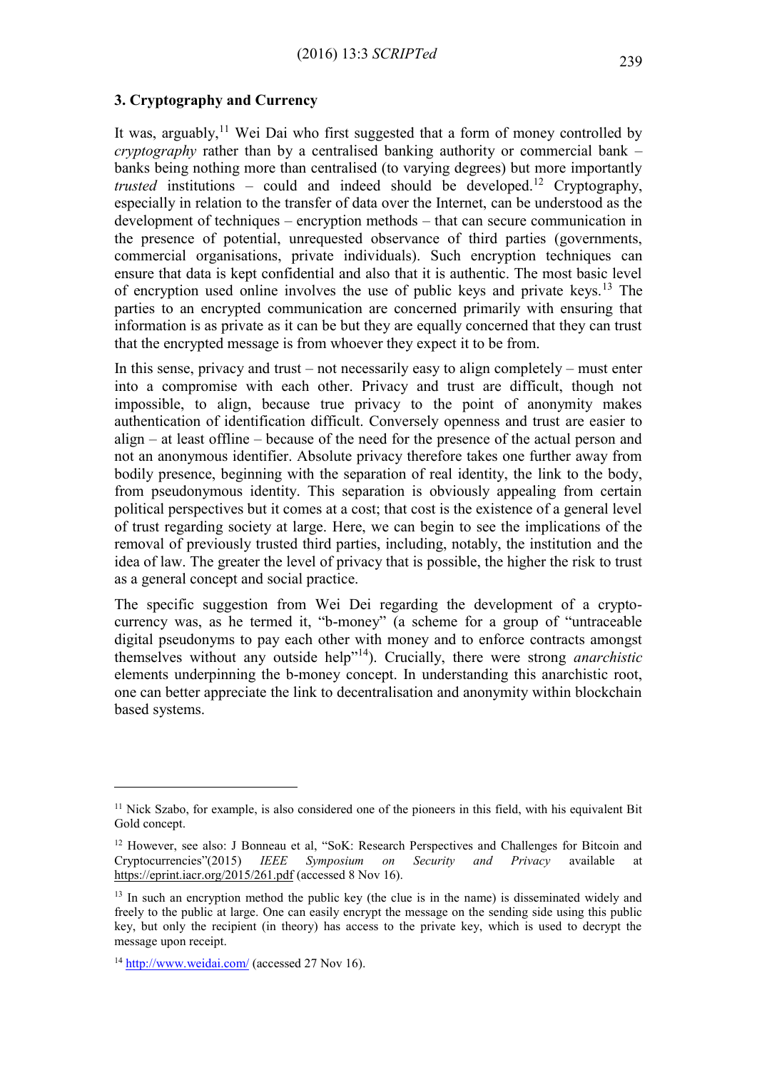### 3. Cryptography and Currency

It was, arguably,[11] Wei Dai who first suggested that a form of money controlled by *cryptography* rather than by a centralised banking authority or commercial bank – banks being nothing more than centralised (to varying degrees) but more importantly *trusted* institutions – could and indeed should be developed.[12] Cryptography, especially in relation to the transfer of data over the Internet, can be understood as the development of techniques – encryption methods – that can secure communication in the presence of potential, unrequested observance of third parties (governments, commercial organisations, private individuals). Such encryption techniques can ensure that data is kept confidential and also that it is authentic. The most basic level of encryption used online involves the use of public keys and private keys.[13] The parties to an encrypted communication are concerned primarily with ensuring that information is as private as it can be but they are equally concerned that they can trust that the encrypted message is from whoever they expect it to be from.

In this sense, privacy and trust – not necessarily easy to align completely – must enter into a compromise with each other. Privacy and trust are difficult, though not impossible, to align, because true privacy to the point of anonymity makes authentication of identification difficult. Conversely openness and trust are easier to align – at least offline – because of the need for the presence of the actual person and not an anonymous identifier. Absolute privacy therefore takes one further away from bodily presence, beginning with the separation of real identity, the link to the body, from pseudonymous identity. This separation is obviously appealing from certain political perspectives but it comes at a cost; that cost is the existence of a general level of trust regarding society at large. Here, we can begin to see the implications of the removal of previously trusted third parties, including, notably, the institution and the idea of law. The greater the level of privacy that is possible, the higher the risk to trust as a general concept and social practice.

The specific suggestion from Wei Dei regarding the development of a crypto-currency was, as he termed it, "b-money" (a scheme for a group of "untraceable digital pseudonyms to pay each other with money and to enforce contracts amongst themselves without any outside help"[14]). Crucially, there were strong *anarchistic* elements underpinning the b-money concept. In understanding this anarchistic root, one can better appreciate the link to decentralisation and anonymity within blockchain based systems.

---

[11] Nick Szabo, for example, is also considered one of the pioneers in this field, with his equivalent Bit Gold concept.

[12] However, see also: J Bonneau et al, "SoK: Research Perspectives and Challenges for Bitcoin and Cryptocurrencies"(2015) *IEEE Symposium on Security and Privacy* available at https://eprint.iacr.org/2015/261.pdf (accessed 8 Nov 16).

[13] In such an encryption method the public key (the clue is in the name) is disseminated widely and freely to the public at large. One can easily encrypt the message on the sending side using this public key, but only the recipient (in theory) has access to the private key, which is used to decrypt the message upon receipt.

[14] http://www.weidai.com/ (accessed 27 Nov 16).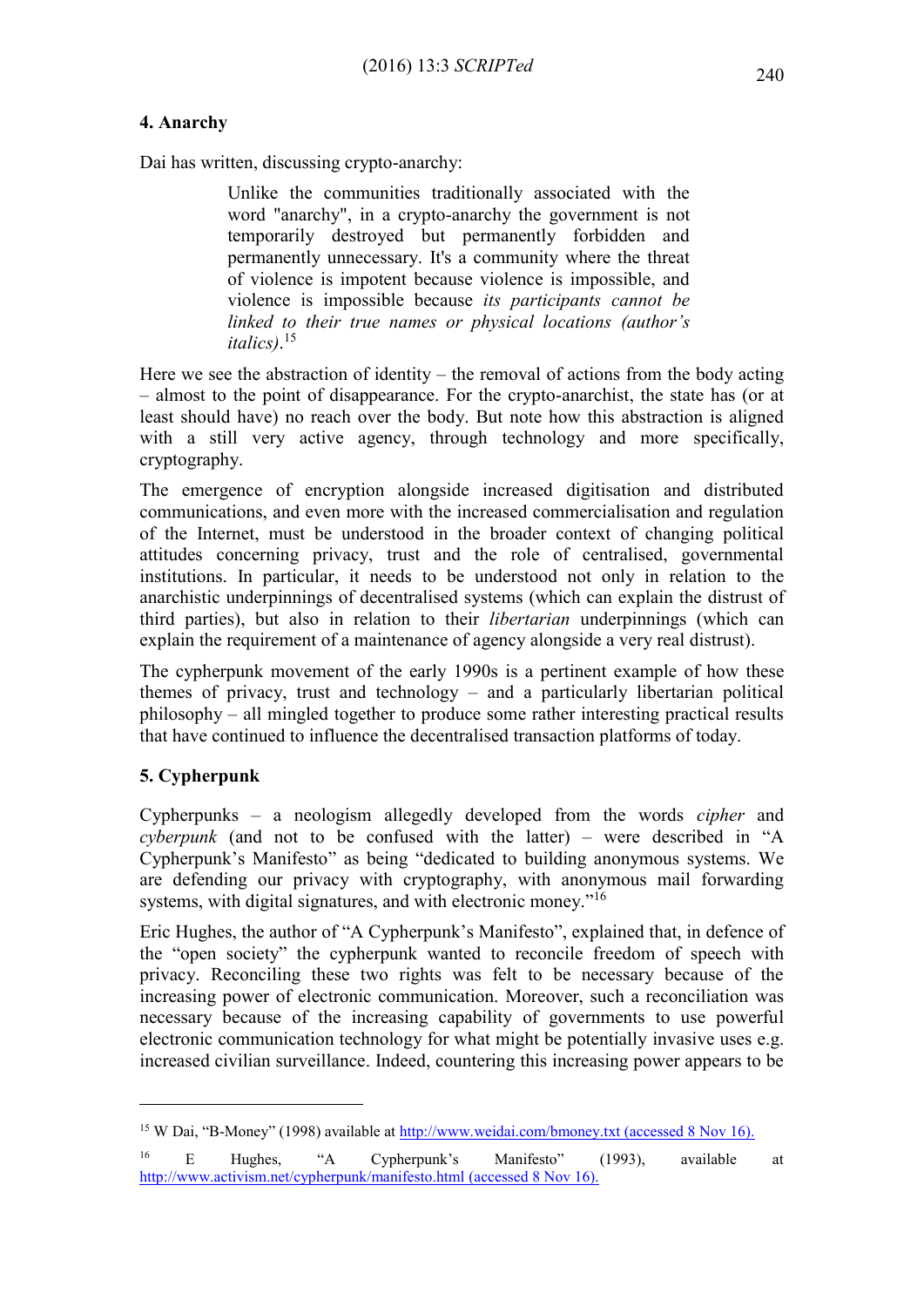## 4. Anarchy

Dai has written, discussing crypto-anarchy:

> Unlike the communities traditionally associated with the word "anarchy", in a crypto-anarchy the government is not temporarily destroyed but permanently forbidden and permanently unnecessary. It's a community where the threat of violence is impotent because violence is impossible, and violence is impossible because *its participants cannot be linked to their true names or physical locations (author's italics)*.[15]

Here we see the abstraction of identity – the removal of actions from the body acting – almost to the point of disappearance. For the crypto-anarchist, the state has (or at least should have) no reach over the body. But note how this abstraction is aligned with a still very active agency, through technology and more specifically, cryptography.

The emergence of encryption alongside increased digitisation and distributed communications, and even more with the increased commercialisation and regulation of the Internet, must be understood in the broader context of changing political attitudes concerning privacy, trust and the role of centralised, governmental institutions. In particular, it needs to be understood not only in relation to the anarchistic underpinnings of decentralised systems (which can explain the distrust of third parties), but also in relation to their *libertarian* underpinnings (which can explain the requirement of a maintenance of agency alongside a very real distrust).

The cypherpunk movement of the early 1990s is a pertinent example of how these themes of privacy, trust and technology – and a particularly libertarian political philosophy – all mingled together to produce some rather interesting practical results that have continued to influence the decentralised transaction platforms of today.

## 5. Cypherpunk

Cypherpunks – a neologism allegedly developed from the words *cipher* and *cyberpunk* (and not to be confused with the latter) – were described in "A Cypherpunk's Manifesto" as being "dedicated to building anonymous systems. We are defending our privacy with cryptography, with anonymous mail forwarding systems, with digital signatures, and with electronic money."[16]

Eric Hughes, the author of "A Cypherpunk's Manifesto", explained that, in defence of the "open society" the cypherpunk wanted to reconcile freedom of speech with privacy. Reconciling these two rights was felt to be necessary because of the increasing power of electronic communication. Moreover, such a reconciliation was necessary because of the increasing capability of governments to use powerful electronic communication technology for what might be potentially invasive uses e.g. increased civilian surveillance. Indeed, countering this increasing power appears to be

---

[15] W Dai, "B-Money" (1998) available at http://www.weidai.com/bmoney.txt (accessed 8 Nov 16).

[16] E Hughes, "A Cypherpunk's Manifesto" (1993), available at http://www.activism.net/cypherpunk/manifesto.html (accessed 8 Nov 16).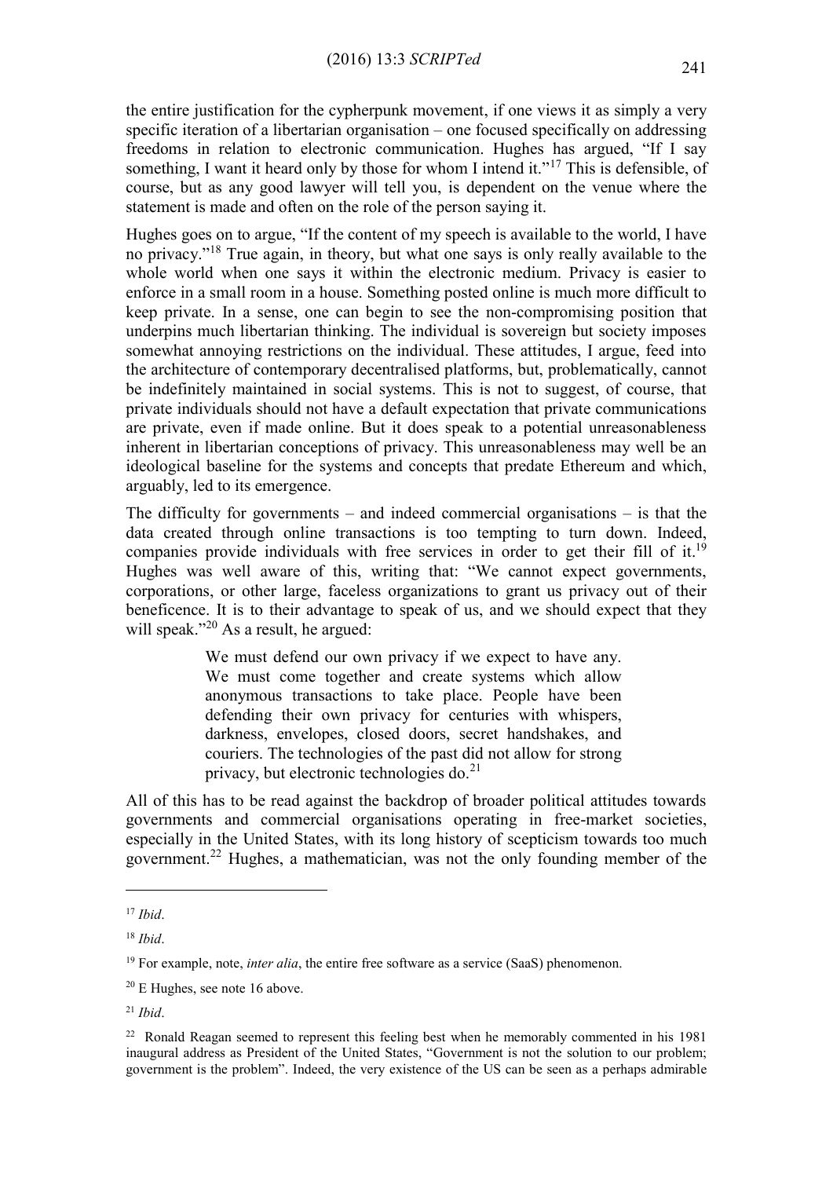the entire justification for the cypherpunk movement, if one views it as simply a very specific iteration of a libertarian organisation – one focused specifically on addressing freedoms in relation to electronic communication. Hughes has argued, "If I say something, I want it heard only by those for whom I intend it."[17] This is defensible, of course, but as any good lawyer will tell you, is dependent on the venue where the statement is made and often on the role of the person saying it.

Hughes goes on to argue, "If the content of my speech is available to the world, I have no privacy."[18] True again, in theory, but what one says is only really available to the whole world when one says it within the electronic medium. Privacy is easier to enforce in a small room in a house. Something posted online is much more difficult to keep private. In a sense, one can begin to see the non-compromising position that underpins much libertarian thinking. The individual is sovereign but society imposes somewhat annoying restrictions on the individual. These attitudes, I argue, feed into the architecture of contemporary decentralised platforms, but, problematically, cannot be indefinitely maintained in social systems. This is not to suggest, of course, that private individuals should not have a default expectation that private communications are private, even if made online. But it does speak to a potential unreasonableness inherent in libertarian conceptions of privacy. This unreasonableness may well be an ideological baseline for the systems and concepts that predate Ethereum and which, arguably, led to its emergence.

The difficulty for governments – and indeed commercial organisations – is that the data created through online transactions is too tempting to turn down. Indeed, companies provide individuals with free services in order to get their fill of it.[19] Hughes was well aware of this, writing that: "We cannot expect governments, corporations, or other large, faceless organizations to grant us privacy out of their beneficence. It is to their advantage to speak of us, and we should expect that they will speak."[20] As a result, he argued:

> We must defend our own privacy if we expect to have any. We must come together and create systems which allow anonymous transactions to take place. People have been defending their own privacy for centuries with whispers, darkness, envelopes, closed doors, secret handshakes, and couriers. The technologies of the past did not allow for strong privacy, but electronic technologies do.[21]

All of this has to be read against the backdrop of broader political attitudes towards governments and commercial organisations operating in free-market societies, especially in the United States, with its long history of scepticism towards too much government.[22] Hughes, a mathematician, was not the only founding member of the

---

[17] *Ibid*.

[18] *Ibid*.

[19] For example, note, *inter alia*, the entire free software as a service (SaaS) phenomenon.

[20] E Hughes, see note 16 above.

[21] *Ibid*.

[22] Ronald Reagan seemed to represent this feeling best when he memorably commented in his 1981 inaugural address as President of the United States, "Government is not the solution to our problem; government is the problem". Indeed, the very existence of the US can be seen as a perhaps admirable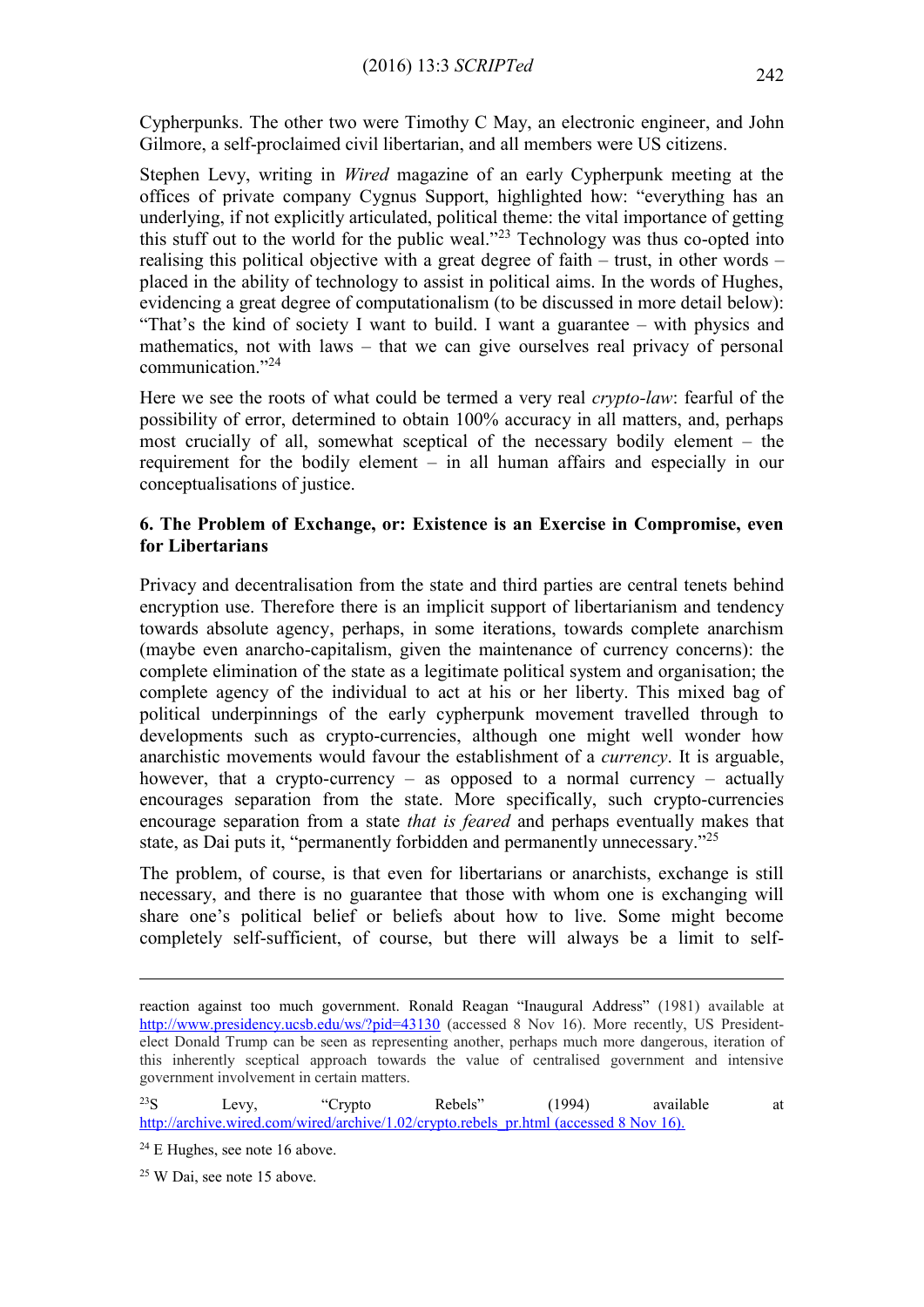Cypherpunks. The other two were Timothy C May, an electronic engineer, and John Gilmore, a self-proclaimed civil libertarian, and all members were US citizens.

Stephen Levy, writing in *Wired* magazine of an early Cypherpunk meeting at the offices of private company Cygnus Support, highlighted how: "everything has an underlying, if not explicitly articulated, political theme: the vital importance of getting this stuff out to the world for the public weal."[23] Technology was thus co-opted into realising this political objective with a great degree of faith – trust, in other words – placed in the ability of technology to assist in political aims. In the words of Hughes, evidencing a great degree of computationalism (to be discussed in more detail below): "That's the kind of society I want to build. I want a guarantee – with physics and mathematics, not with laws – that we can give ourselves real privacy of personal communication."[24]

Here we see the roots of what could be termed a very real *crypto-law*: fearful of the possibility of error, determined to obtain 100% accuracy in all matters, and, perhaps most crucially of all, somewhat sceptical of the necessary bodily element – the requirement for the bodily element – in all human affairs and especially in our conceptualisations of justice.

### 6. The Problem of Exchange, or: Existence is an Exercise in Compromise, even for Libertarians

Privacy and decentralisation from the state and third parties are central tenets behind encryption use. Therefore there is an implicit support of libertarianism and tendency towards absolute agency, perhaps, in some iterations, towards complete anarchism (maybe even anarcho-capitalism, given the maintenance of currency concerns): the complete elimination of the state as a legitimate political system and organisation; the complete agency of the individual to act at his or her liberty. This mixed bag of political underpinnings of the early cypherpunk movement travelled through to developments such as crypto-currencies, although one might well wonder how anarchistic movements would favour the establishment of a *currency*. It is arguable, however, that a crypto-currency – as opposed to a normal currency – actually encourages separation from the state. More specifically, such crypto-currencies encourage separation from a state *that is feared* and perhaps eventually makes that state, as Dai puts it, "permanently forbidden and permanently unnecessary."[25]

The problem, of course, is that even for libertarians or anarchists, exchange is still necessary, and there is no guarantee that those with whom one is exchanging will share one's political belief or beliefs about how to live. Some might become completely self-sufficient, of course, but there will always be a limit to self-

---

reaction against too much government. Ronald Reagan "Inaugural Address" (1981) available at http://www.presidency.ucsb.edu/ws/?pid=43130 (accessed 8 Nov 16). More recently, US President-elect Donald Trump can be seen as representing another, perhaps much more dangerous, iteration of this inherently sceptical approach towards the value of centralised government and intensive government involvement in certain matters.

[23] S Levy, "Crypto Rebels" (1994) available at http://archive.wired.com/wired/archive/1.02/crypto.rebels_pr.html (accessed 8 Nov 16).

[24] E Hughes, see note 16 above.

[25] W Dai, see note 15 above.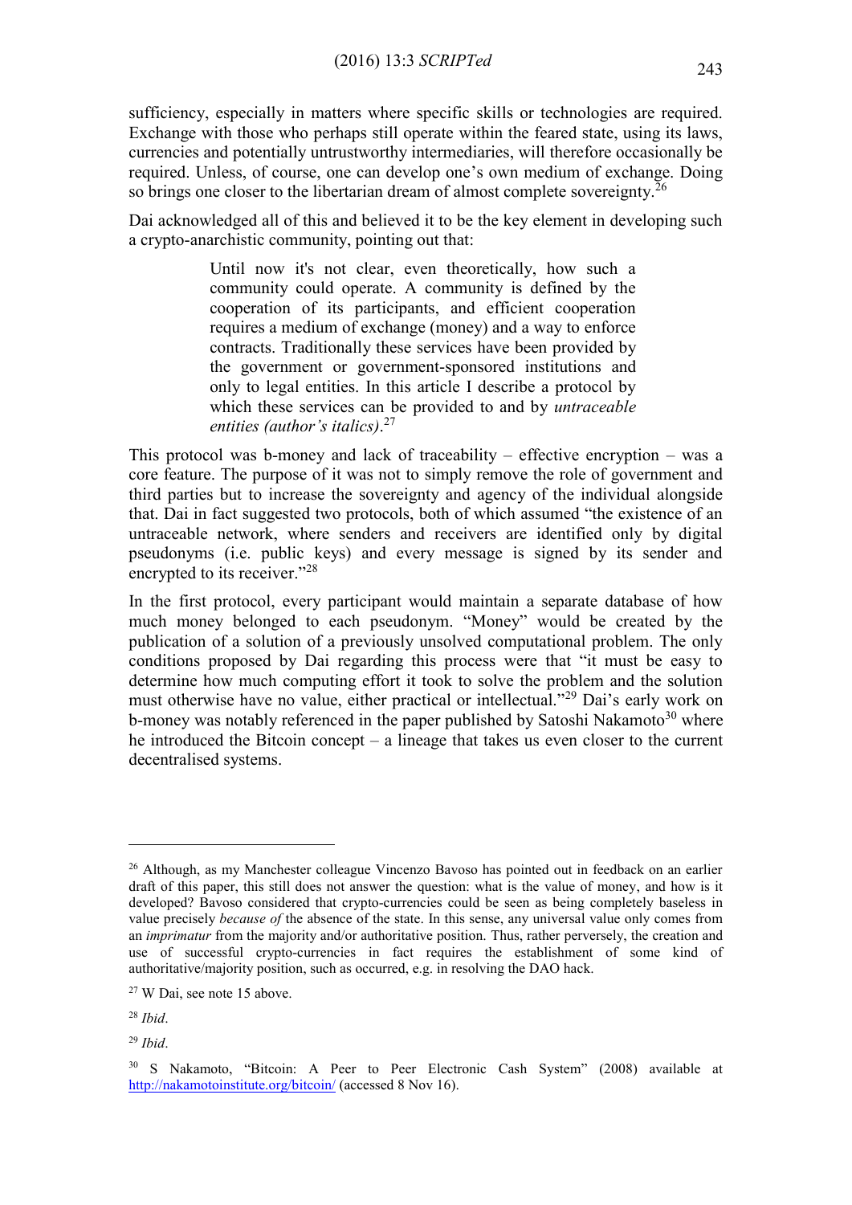sufficiency, especially in matters where specific skills or technologies are required. Exchange with those who perhaps still operate within the feared state, using its laws, currencies and potentially untrustworthy intermediaries, will therefore occasionally be required. Unless, of course, one can develop one's own medium of exchange. Doing so brings one closer to the libertarian dream of almost complete sovereignty.[26]

Dai acknowledged all of this and believed it to be the key element in developing such a crypto-anarchistic community, pointing out that:

> Until now it's not clear, even theoretically, how such a community could operate. A community is defined by the cooperation of its participants, and efficient cooperation requires a medium of exchange (money) and a way to enforce contracts. Traditionally these services have been provided by the government or government-sponsored institutions and only to legal entities. In this article I describe a protocol by which these services can be provided to and by *untraceable entities (author's italics)*.[27]

This protocol was b-money and lack of traceability – effective encryption – was a core feature. The purpose of it was not to simply remove the role of government and third parties but to increase the sovereignty and agency of the individual alongside that. Dai in fact suggested two protocols, both of which assumed "the existence of an untraceable network, where senders and receivers are identified only by digital pseudonyms (i.e. public keys) and every message is signed by its sender and encrypted to its receiver."[28]

In the first protocol, every participant would maintain a separate database of how much money belonged to each pseudonym. "Money" would be created by the publication of a solution of a previously unsolved computational problem. The only conditions proposed by Dai regarding this process were that "it must be easy to determine how much computing effort it took to solve the problem and the solution must otherwise have no value, either practical or intellectual."[29] Dai's early work on b-money was notably referenced in the paper published by Satoshi Nakamoto[30] where he introduced the Bitcoin concept – a lineage that takes us even closer to the current decentralised systems.

---

[26] Although, as my Manchester colleague Vincenzo Bavoso has pointed out in feedback on an earlier draft of this paper, this still does not answer the question: what is the value of money, and how is it developed? Bavoso considered that crypto-currencies could be seen as being completely baseless in value precisely *because of* the absence of the state. In this sense, any universal value only comes from an *imprimatur* from the majority and/or authoritative position. Thus, rather perversely, the creation and use of successful crypto-currencies in fact requires the establishment of some kind of authoritative/majority position, such as occurred, e.g. in resolving the DAO hack.

[27] W Dai, see note 15 above.

[28] *Ibid*.

[29] *Ibid*.

[30] S Nakamoto, "Bitcoin: A Peer to Peer Electronic Cash System" (2008) available at http://nakamotoinstitute.org/bitcoin/ (accessed 8 Nov 16).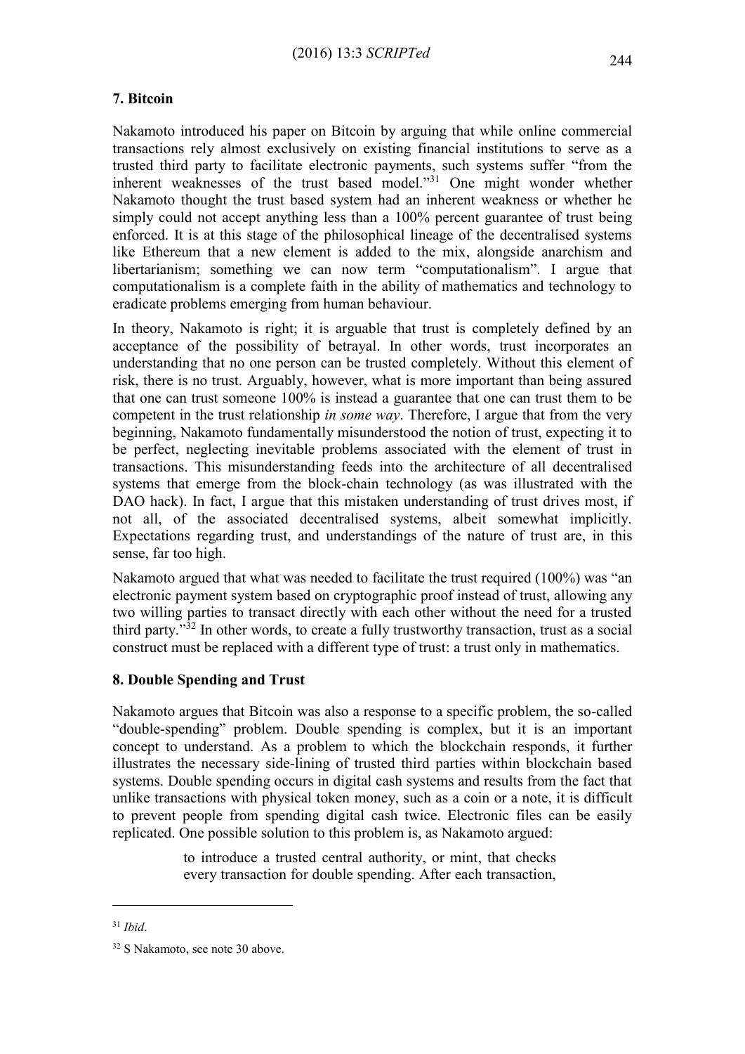## 7. Bitcoin

Nakamoto introduced his paper on Bitcoin by arguing that while online commercial transactions rely almost exclusively on existing financial institutions to serve as a trusted third party to facilitate electronic payments, such systems suffer "from the inherent weaknesses of the trust based model."[31] One might wonder whether Nakamoto thought the trust based system had an inherent weakness or whether he simply could not accept anything less than a 100% percent guarantee of trust being enforced. It is at this stage of the philosophical lineage of the decentralised systems like Ethereum that a new element is added to the mix, alongside anarchism and libertarianism; something we can now term "computationalism". I argue that computationalism is a complete faith in the ability of mathematics and technology to eradicate problems emerging from human behaviour.

In theory, Nakamoto is right; it is arguable that trust is completely defined by an acceptance of the possibility of betrayal. In other words, trust incorporates an understanding that no one person can be trusted completely. Without this element of risk, there is no trust. Arguably, however, what is more important than being assured that one can trust someone 100% is instead a guarantee that one can trust them to be competent in the trust relationship *in some way*. Therefore, I argue that from the very beginning, Nakamoto fundamentally misunderstood the notion of trust, expecting it to be perfect, neglecting inevitable problems associated with the element of trust in transactions. This misunderstanding feeds into the architecture of all decentralised systems that emerge from the block-chain technology (as was illustrated with the DAO hack). In fact, I argue that this mistaken understanding of trust drives most, if not all, of the associated decentralised systems, albeit somewhat implicitly. Expectations regarding trust, and understandings of the nature of trust are, in this sense, far too high.

Nakamoto argued that what was needed to facilitate the trust required (100%) was "an electronic payment system based on cryptographic proof instead of trust, allowing any two willing parties to transact directly with each other without the need for a trusted third party."[32] In other words, to create a fully trustworthy transaction, trust as a social construct must be replaced with a different type of trust: a trust only in mathematics.

## 8. Double Spending and Trust

Nakamoto argues that Bitcoin was also a response to a specific problem, the so-called "double-spending" problem. Double spending is complex, but it is an important concept to understand. As a problem to which the blockchain responds, it further illustrates the necessary side-lining of trusted third parties within blockchain based systems. Double spending occurs in digital cash systems and results from the fact that unlike transactions with physical token money, such as a coin or a note, it is difficult to prevent people from spending digital cash twice. Electronic files can be easily replicated. One possible solution to this problem is, as Nakamoto argued:

> to introduce a trusted central authority, or mint, that checks every transaction for double spending. After each transaction,

---

[31] *Ibid*.

[32] S Nakamoto, see note 30 above.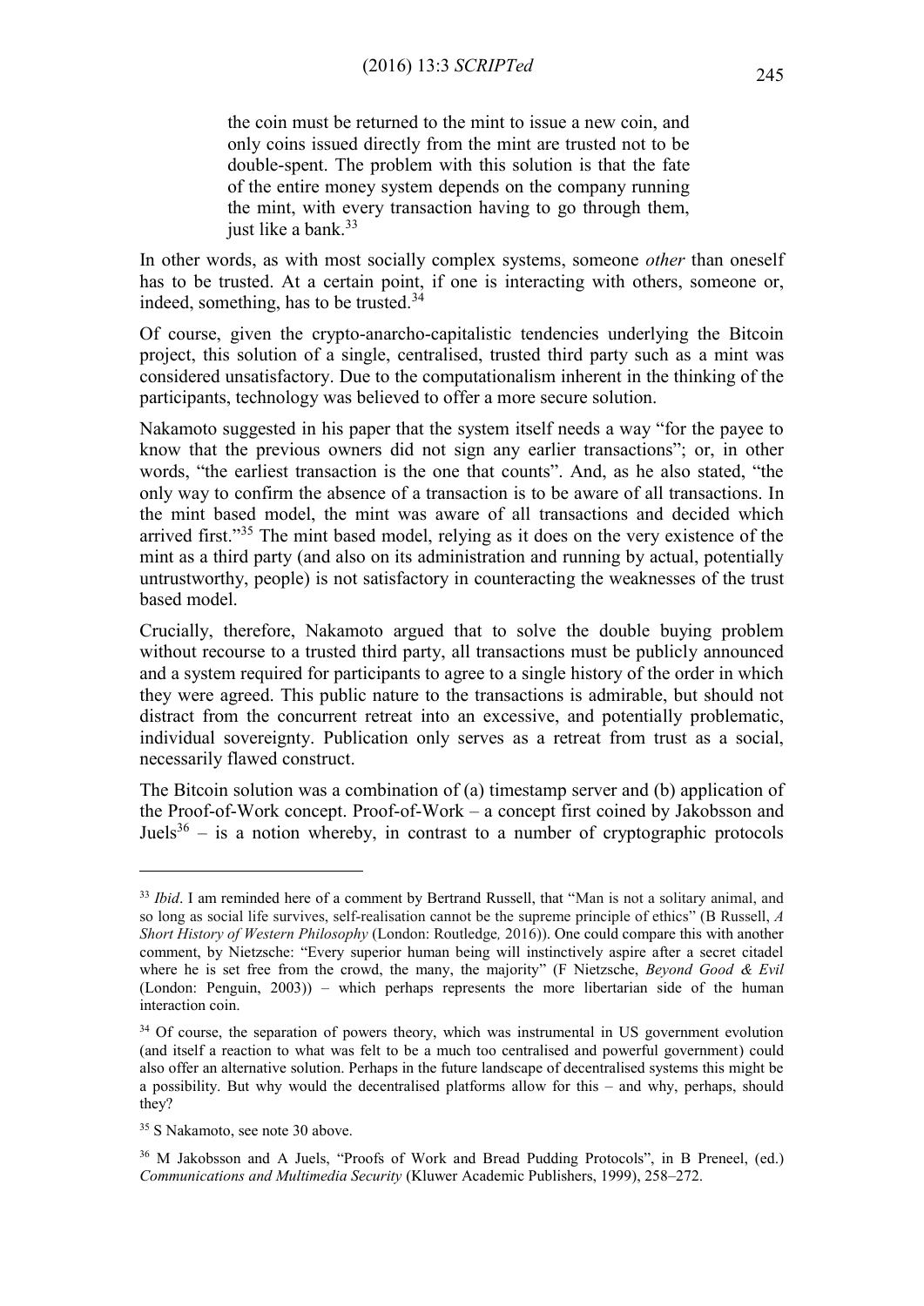> the coin must be returned to the mint to issue a new coin, and only coins issued directly from the mint are trusted not to be double-spent. The problem with this solution is that the fate of the entire money system depends on the company running the mint, with every transaction having to go through them, just like a bank.[33]

In other words, as with most socially complex systems, someone *other* than oneself has to be trusted. At a certain point, if one is interacting with others, someone or, indeed, something, has to be trusted.[34]

Of course, given the crypto-anarcho-capitalistic tendencies underlying the Bitcoin project, this solution of a single, centralised, trusted third party such as a mint was considered unsatisfactory. Due to the computationalism inherent in the thinking of the participants, technology was believed to offer a more secure solution.

Nakamoto suggested in his paper that the system itself needs a way "for the payee to know that the previous owners did not sign any earlier transactions"; or, in other words, "the earliest transaction is the one that counts". And, as he also stated, "the only way to confirm the absence of a transaction is to be aware of all transactions. In the mint based model, the mint was aware of all transactions and decided which arrived first."[35] The mint based model, relying as it does on the very existence of the mint as a third party (and also on its administration and running by actual, potentially untrustworthy, people) is not satisfactory in counteracting the weaknesses of the trust based model.

Crucially, therefore, Nakamoto argued that to solve the double buying problem without recourse to a trusted third party, all transactions must be publicly announced and a system required for participants to agree to a single history of the order in which they were agreed. This public nature to the transactions is admirable, but should not distract from the concurrent retreat into an excessive, and potentially problematic, individual sovereignty. Publication only serves as a retreat from trust as a social, necessarily flawed construct.

The Bitcoin solution was a combination of (a) timestamp server and (b) application of the Proof-of-Work concept. Proof-of-Work – a concept first coined by Jakobsson and Juels[36] – is a notion whereby, in contrast to a number of cryptographic protocols

---

[33] *Ibid*. I am reminded here of a comment by Bertrand Russell, that "Man is not a solitary animal, and so long as social life survives, self-realisation cannot be the supreme principle of ethics" (B Russell, *A Short History of Western Philosophy* (London: Routledge*,* 2016)). One could compare this with another comment, by Nietzsche: "Every superior human being will instinctively aspire after a secret citadel where he is set free from the crowd, the many, the majority" (F Nietzsche, *Beyond Good & Evil* (London: Penguin, 2003)) – which perhaps represents the more libertarian side of the human interaction coin.

[34] Of course, the separation of powers theory, which was instrumental in US government evolution (and itself a reaction to what was felt to be a much too centralised and powerful government) could also offer an alternative solution. Perhaps in the future landscape of decentralised systems this might be a possibility. But why would the decentralised platforms allow for this – and why, perhaps, should they?

[35] S Nakamoto, see note 30 above.

[36] M Jakobsson and A Juels, "Proofs of Work and Bread Pudding Protocols", in B Preneel, (ed.) *Communications and Multimedia Security* (Kluwer Academic Publishers, 1999), 258–272.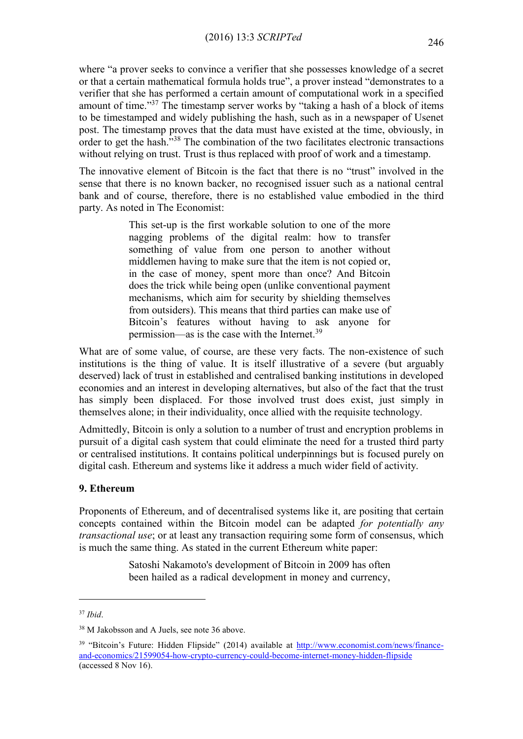where "a prover seeks to convince a verifier that she possesses knowledge of a secret or that a certain mathematical formula holds true", a prover instead "demonstrates to a verifier that she has performed a certain amount of computational work in a specified amount of time."[37] The timestamp server works by "taking a hash of a block of items to be timestamped and widely publishing the hash, such as in a newspaper of Usenet post. The timestamp proves that the data must have existed at the time, obviously, in order to get the hash."[38] The combination of the two facilitates electronic transactions without relying on trust. Trust is thus replaced with proof of work and a timestamp.

The innovative element of Bitcoin is the fact that there is no "trust" involved in the sense that there is no known backer, no recognised issuer such as a national central bank and of course, therefore, there is no established value embodied in the third party. As noted in The Economist:

> This set-up is the first workable solution to one of the more nagging problems of the digital realm: how to transfer something of value from one person to another without middlemen having to make sure that the item is not copied or, in the case of money, spent more than once? And Bitcoin does the trick while being open (unlike conventional payment mechanisms, which aim for security by shielding themselves from outsiders). This means that third parties can make use of Bitcoin's features without having to ask anyone for permission—as is the case with the Internet.[39]

What are of some value, of course, are these very facts. The non-existence of such institutions is the thing of value. It is itself illustrative of a severe (but arguably deserved) lack of trust in established and centralised banking institutions in developed economies and an interest in developing alternatives, but also of the fact that the trust has simply been displaced. For those involved trust does exist, just simply in themselves alone; in their individuality, once allied with the requisite technology.

Admittedly, Bitcoin is only a solution to a number of trust and encryption problems in pursuit of a digital cash system that could eliminate the need for a trusted third party or centralised institutions. It contains political underpinnings but is focused purely on digital cash. Ethereum and systems like it address a much wider field of activity.

## 9. Ethereum

Proponents of Ethereum, and of decentralised systems like it, are positing that certain concepts contained within the Bitcoin model can be adapted *for potentially any transactional use*; or at least any transaction requiring some form of consensus, which is much the same thing. As stated in the current Ethereum white paper:

> Satoshi Nakamoto's development of Bitcoin in 2009 has often been hailed as a radical development in money and currency,

---

[37] *Ibid*.

[38] M Jakobsson and A Juels, see note 36 above.

[39] "Bitcoin's Future: Hidden Flipside" (2014) available at http://www.economist.com/news/finance-and-economics/21599054-how-crypto-currency-could-become-internet-money-hidden-flipside (accessed 8 Nov 16).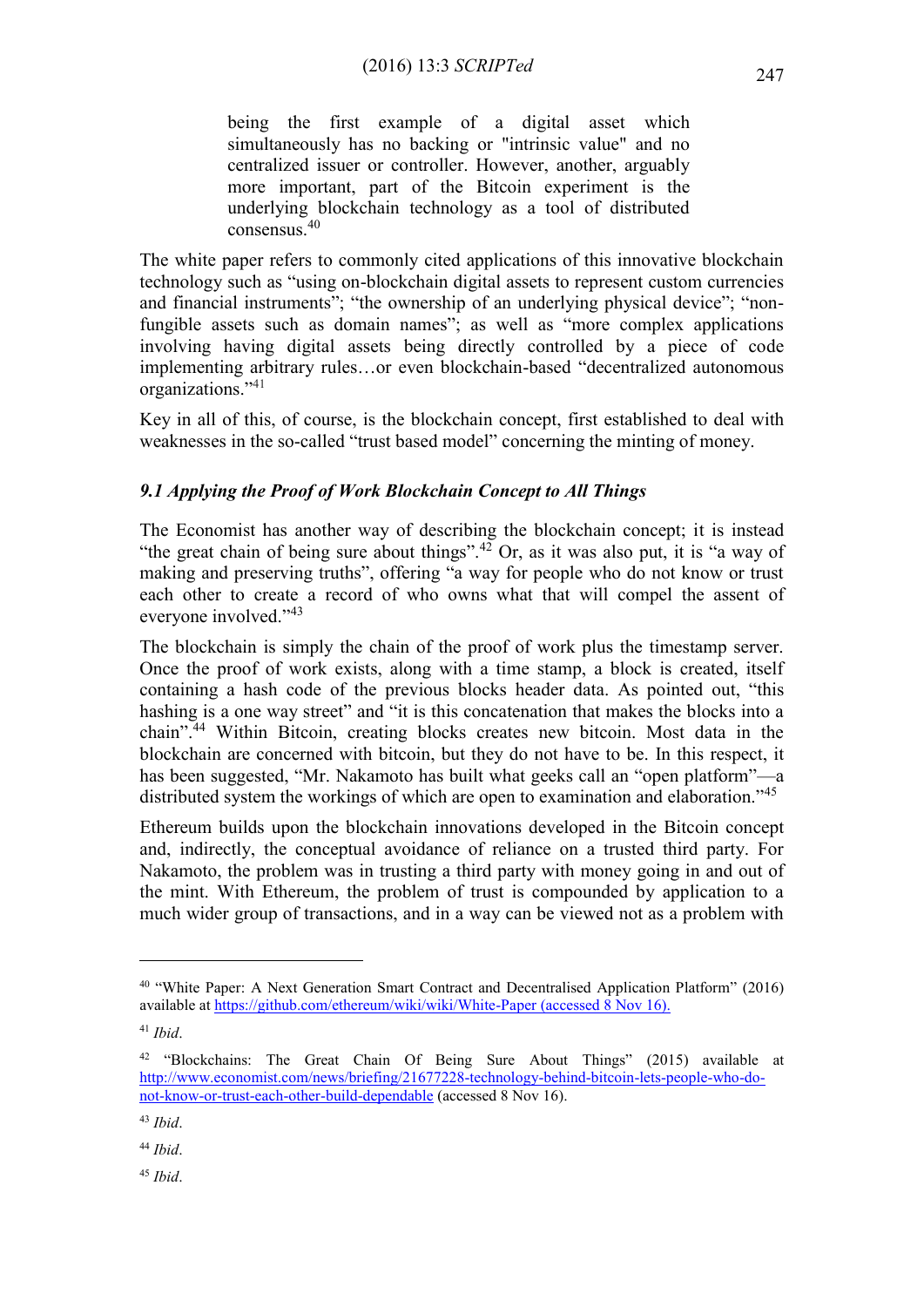> being the first example of a digital asset which simultaneously has no backing or "intrinsic value" and no centralized issuer or controller. However, another, arguably more important, part of the Bitcoin experiment is the underlying blockchain technology as a tool of distributed consensus.[40]

The white paper refers to commonly cited applications of this innovative blockchain technology such as "using on-blockchain digital assets to represent custom currencies and financial instruments"; "the ownership of an underlying physical device"; "non-fungible assets such as domain names"; as well as "more complex applications involving having digital assets being directly controlled by a piece of code implementing arbitrary rules…or even blockchain-based "decentralized autonomous organizations."[41]

Key in all of this, of course, is the blockchain concept, first established to deal with weaknesses in the so-called "trust based model" concerning the minting of money.

### *9.1 Applying the Proof of Work Blockchain Concept to All Things*

The Economist has another way of describing the blockchain concept; it is instead "the great chain of being sure about things".[42] Or, as it was also put, it is "a way of making and preserving truths", offering "a way for people who do not know or trust each other to create a record of who owns what that will compel the assent of everyone involved."[43]

The blockchain is simply the chain of the proof of work plus the timestamp server. Once the proof of work exists, along with a time stamp, a block is created, itself containing a hash code of the previous blocks header data. As pointed out, "this hashing is a one way street" and "it is this concatenation that makes the blocks into a chain".[44] Within Bitcoin, creating blocks creates new bitcoin. Most data in the blockchain are concerned with bitcoin, but they do not have to be. In this respect, it has been suggested, "Mr. Nakamoto has built what geeks call an "open platform"—a distributed system the workings of which are open to examination and elaboration."[45]

Ethereum builds upon the blockchain innovations developed in the Bitcoin concept and, indirectly, the conceptual avoidance of reliance on a trusted third party. For Nakamoto, the problem was in trusting a third party with money going in and out of the mint. With Ethereum, the problem of trust is compounded by application to a much wider group of transactions, and in a way can be viewed not as a problem with

---

[40] "White Paper: A Next Generation Smart Contract and Decentralised Application Platform" (2016) available at https://github.com/ethereum/wiki/wiki/White-Paper (accessed 8 Nov 16).

[41] *Ibid*.

[42] "Blockchains: The Great Chain Of Being Sure About Things" (2015) available at http://www.economist.com/news/briefing/21677228-technology-behind-bitcoin-lets-people-who-do-not-know-or-trust-each-other-build-dependable (accessed 8 Nov 16).

[43] *Ibid*.

[44] *Ibid*.

[45] *Ibid*.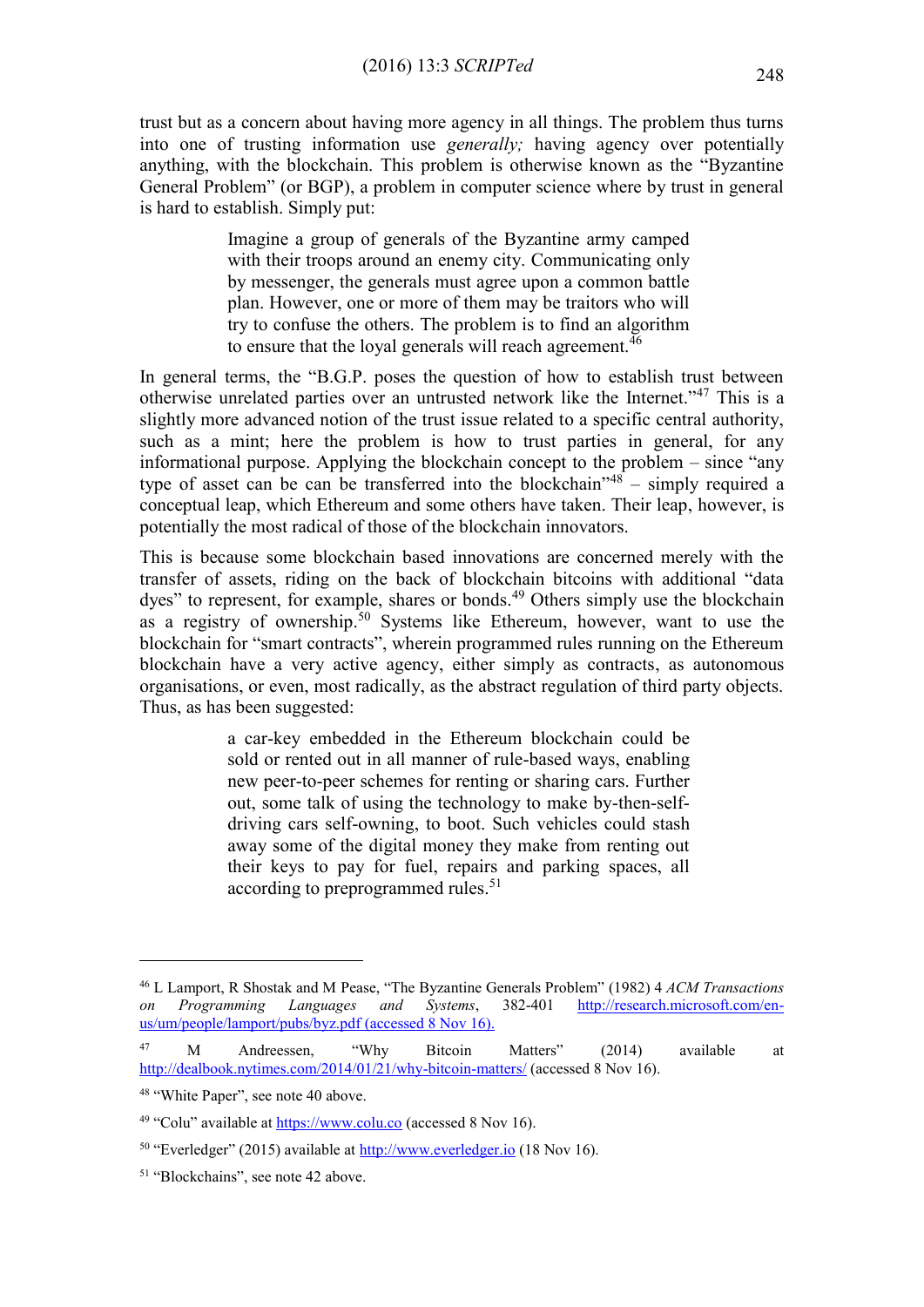trust but as a concern about having more agency in all things. The problem thus turns into one of trusting information use *generally;* having agency over potentially anything, with the blockchain. This problem is otherwise known as the "Byzantine General Problem" (or BGP), a problem in computer science where by trust in general is hard to establish. Simply put:

> Imagine a group of generals of the Byzantine army camped with their troops around an enemy city. Communicating only by messenger, the generals must agree upon a common battle plan. However, one or more of them may be traitors who will try to confuse the others. The problem is to find an algorithm to ensure that the loyal generals will reach agreement.[46]

In general terms, the "B.G.P. poses the question of how to establish trust between otherwise unrelated parties over an untrusted network like the Internet."[47] This is a slightly more advanced notion of the trust issue related to a specific central authority, such as a mint; here the problem is how to trust parties in general, for any informational purpose. Applying the blockchain concept to the problem – since "any type of asset can be can be transferred into the blockchain"[48] – simply required a conceptual leap, which Ethereum and some others have taken. Their leap, however, is potentially the most radical of those of the blockchain innovators.

This is because some blockchain based innovations are concerned merely with the transfer of assets, riding on the back of blockchain bitcoins with additional "data dyes" to represent, for example, shares or bonds.[49] Others simply use the blockchain as a registry of ownership.[50] Systems like Ethereum, however, want to use the blockchain for "smart contracts", wherein programmed rules running on the Ethereum blockchain have a very active agency, either simply as contracts, as autonomous organisations, or even, most radically, as the abstract regulation of third party objects. Thus, as has been suggested:

> a car-key embedded in the Ethereum blockchain could be sold or rented out in all manner of rule-based ways, enabling new peer-to-peer schemes for renting or sharing cars. Further out, some talk of using the technology to make by-then-self-driving cars self-owning, to boot. Such vehicles could stash away some of the digital money they make from renting out their keys to pay for fuel, repairs and parking spaces, all according to preprogrammed rules.[51]

---

[46] L Lamport, R Shostak and M Pease, "The Byzantine Generals Problem" (1982) 4 *ACM Transactions on Programming Languages and Systems*, 382-401 http://research.microsoft.com/en-us/um/people/lamport/pubs/byz.pdf (accessed 8 Nov 16).

[47] M Andreessen, "Why Bitcoin Matters" (2014) available at http://dealbook.nytimes.com/2014/01/21/why-bitcoin-matters/ (accessed 8 Nov 16).

[48] "White Paper", see note 40 above.

[49] "Colu" available at https://www.colu.co (accessed 8 Nov 16).

[50] "Everledger" (2015) available at http://www.everledger.io (18 Nov 16).

[51] "Blockchains", see note 42 above.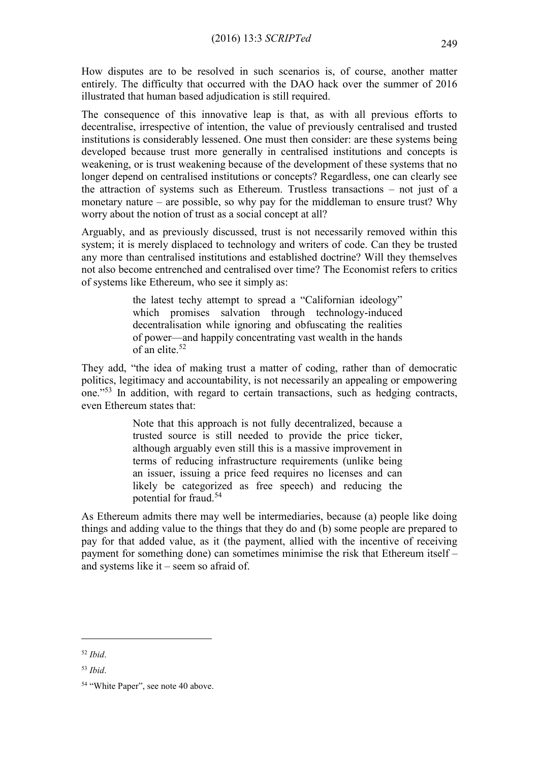How disputes are to be resolved in such scenarios is, of course, another matter entirely. The difficulty that occurred with the DAO hack over the summer of 2016 illustrated that human based adjudication is still required.

The consequence of this innovative leap is that, as with all previous efforts to decentralise, irrespective of intention, the value of previously centralised and trusted institutions is considerably lessened. One must then consider: are these systems being developed because trust more generally in centralised institutions and concepts is weakening, or is trust weakening because of the development of these systems that no longer depend on centralised institutions or concepts? Regardless, one can clearly see the attraction of systems such as Ethereum. Trustless transactions – not just of a monetary nature – are possible, so why pay for the middleman to ensure trust? Why worry about the notion of trust as a social concept at all?

Arguably, and as previously discussed, trust is not necessarily removed within this system; it is merely displaced to technology and writers of code. Can they be trusted any more than centralised institutions and established doctrine? Will they themselves not also become entrenched and centralised over time? The Economist refers to critics of systems like Ethereum, who see it simply as:

> the latest techy attempt to spread a "Californian ideology" which promises salvation through technology-induced decentralisation while ignoring and obfuscating the realities of power—and happily concentrating vast wealth in the hands of an elite.[52]

They add, "the idea of making trust a matter of coding, rather than of democratic politics, legitimacy and accountability, is not necessarily an appealing or empowering one."[53] In addition, with regard to certain transactions, such as hedging contracts, even Ethereum states that:

> Note that this approach is not fully decentralized, because a trusted source is still needed to provide the price ticker, although arguably even still this is a massive improvement in terms of reducing infrastructure requirements (unlike being an issuer, issuing a price feed requires no licenses and can likely be categorized as free speech) and reducing the potential for fraud.[54]

As Ethereum admits there may well be intermediaries, because (a) people like doing things and adding value to the things that they do and (b) some people are prepared to pay for that added value, as it (the payment, allied with the incentive of receiving payment for something done) can sometimes minimise the risk that Ethereum itself – and systems like it – seem so afraid of.

---

[52] *Ibid*.

[53] *Ibid*.

[54] "White Paper", see note 40 above.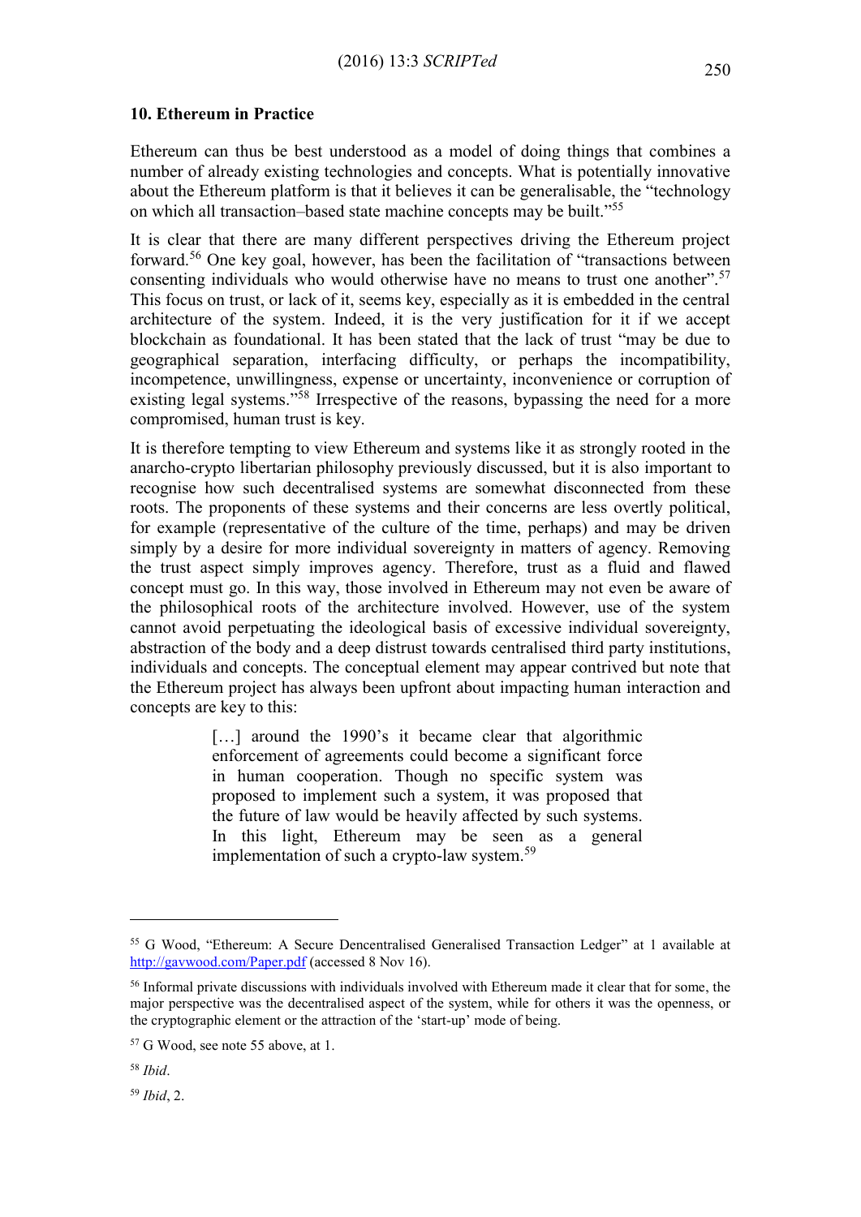### 10. Ethereum in Practice

Ethereum can thus be best understood as a model of doing things that combines a number of already existing technologies and concepts. What is potentially innovative about the Ethereum platform is that it believes it can be generalisable, the "technology on which all transaction–based state machine concepts may be built."[55]

It is clear that there are many different perspectives driving the Ethereum project forward.[56] One key goal, however, has been the facilitation of "transactions between consenting individuals who would otherwise have no means to trust one another".[57] This focus on trust, or lack of it, seems key, especially as it is embedded in the central architecture of the system. Indeed, it is the very justification for it if we accept blockchain as foundational. It has been stated that the lack of trust "may be due to geographical separation, interfacing difficulty, or perhaps the incompatibility, incompetence, unwillingness, expense or uncertainty, inconvenience or corruption of existing legal systems."[58] Irrespective of the reasons, bypassing the need for a more compromised, human trust is key.

It is therefore tempting to view Ethereum and systems like it as strongly rooted in the anarcho-crypto libertarian philosophy previously discussed, but it is also important to recognise how such decentralised systems are somewhat disconnected from these roots. The proponents of these systems and their concerns are less overtly political, for example (representative of the culture of the time, perhaps) and may be driven simply by a desire for more individual sovereignty in matters of agency. Removing the trust aspect simply improves agency. Therefore, trust as a fluid and flawed concept must go. In this way, those involved in Ethereum may not even be aware of the philosophical roots of the architecture involved. However, use of the system cannot avoid perpetuating the ideological basis of excessive individual sovereignty, abstraction of the body and a deep distrust towards centralised third party institutions, individuals and concepts. The conceptual element may appear contrived but note that the Ethereum project has always been upfront about impacting human interaction and concepts are key to this:

> […] around the 1990's it became clear that algorithmic enforcement of agreements could become a significant force in human cooperation. Though no specific system was proposed to implement such a system, it was proposed that the future of law would be heavily affected by such systems. In this light, Ethereum may be seen as a general implementation of such a crypto-law system.[59]

---

[55] G Wood, "Ethereum: A Secure Dencentralised Generalised Transaction Ledger" at 1 available at http://gavwood.com/Paper.pdf (accessed 8 Nov 16).

[56] Informal private discussions with individuals involved with Ethereum made it clear that for some, the major perspective was the decentralised aspect of the system, while for others it was the openness, or the cryptographic element or the attraction of the 'start-up' mode of being.

[57] G Wood, see note 55 above, at 1.

[58] *Ibid*.

[59] *Ibid*, 2.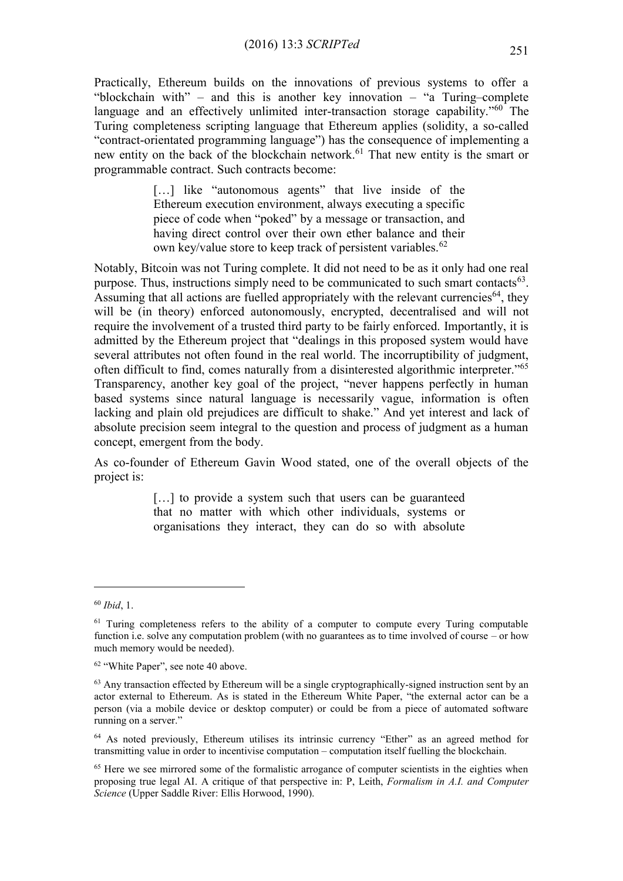Practically, Ethereum builds on the innovations of previous systems to offer a "blockchain with" – and this is another key innovation – "a Turing–complete language and an effectively unlimited inter-transaction storage capability."[60] The Turing completeness scripting language that Ethereum applies (solidity, a so-called "contract-orientated programming language") has the consequence of implementing a new entity on the back of the blockchain network.[61] That new entity is the smart or programmable contract. Such contracts become:

> […] like "autonomous agents" that live inside of the Ethereum execution environment, always executing a specific piece of code when "poked" by a message or transaction, and having direct control over their own ether balance and their own key/value store to keep track of persistent variables.[62]

Notably, Bitcoin was not Turing complete. It did not need to be as it only had one real purpose. Thus, instructions simply need to be communicated to such smart contacts[63]. Assuming that all actions are fuelled appropriately with the relevant currencies[64], they will be (in theory) enforced autonomously, encrypted, decentralised and will not require the involvement of a trusted third party to be fairly enforced. Importantly, it is admitted by the Ethereum project that "dealings in this proposed system would have several attributes not often found in the real world. The incorruptibility of judgment, often difficult to find, comes naturally from a disinterested algorithmic interpreter."[65] Transparency, another key goal of the project, "never happens perfectly in human based systems since natural language is necessarily vague, information is often lacking and plain old prejudices are difficult to shake." And yet interest and lack of absolute precision seem integral to the question and process of judgment as a human concept, emergent from the body.

As co-founder of Ethereum Gavin Wood stated, one of the overall objects of the project is:

> […] to provide a system such that users can be guaranteed that no matter which other individuals, systems or organisations they interact, they can do so with absolute

---

[60] *Ibid*, 1.

[61] Turing completeness refers to the ability of a computer to compute every Turing computable function i.e. solve any computation problem (with no guarantees as to time involved of course – or how much memory would be needed).

[62] "White Paper", see note 40 above.

[63] Any transaction effected by Ethereum will be a single cryptographically-signed instruction sent by an actor external to Ethereum. As is stated in the Ethereum White Paper, "the external actor can be a person (via a mobile device or desktop computer) or could be from a piece of automated software running on a server."

[64] As noted previously, Ethereum utilises its intrinsic currency "Ether" as an agreed method for transmitting value in order to incentivise computation – computation itself fuelling the blockchain.

[65] Here we see mirrored some of the formalistic arrogance of computer scientists in the eighties when proposing true legal AI. A critique of that perspective in: P, Leith, *Formalism in A.I. and Computer Science* (Upper Saddle River: Ellis Horwood, 1990).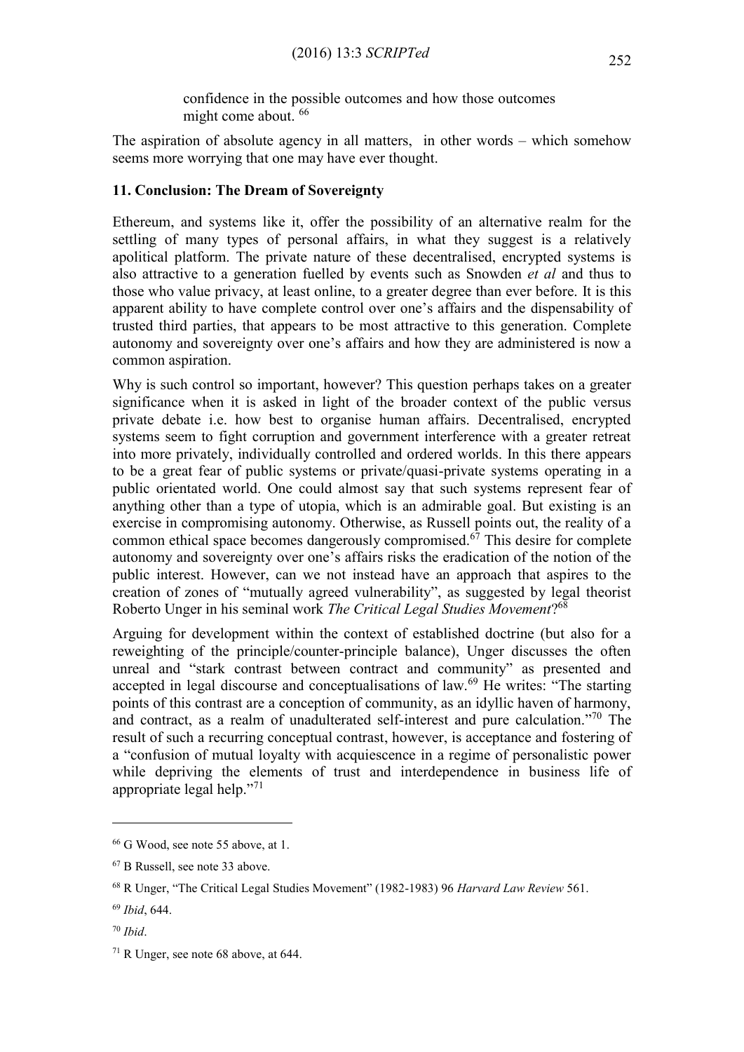> confidence in the possible outcomes and how those outcomes might come about. [66]

The aspiration of absolute agency in all matters, in other words – which somehow seems more worrying that one may have ever thought.

### 11. Conclusion: The Dream of Sovereignty

Ethereum, and systems like it, offer the possibility of an alternative realm for the settling of many types of personal affairs, in what they suggest is a relatively apolitical platform. The private nature of these decentralised, encrypted systems is also attractive to a generation fuelled by events such as Snowden *et al* and thus to those who value privacy, at least online, to a greater degree than ever before. It is this apparent ability to have complete control over one's affairs and the dispensability of trusted third parties, that appears to be most attractive to this generation. Complete autonomy and sovereignty over one's affairs and how they are administered is now a common aspiration.

Why is such control so important, however? This question perhaps takes on a greater significance when it is asked in light of the broader context of the public versus private debate i.e. how best to organise human affairs. Decentralised, encrypted systems seem to fight corruption and government interference with a greater retreat into more privately, individually controlled and ordered worlds. In this there appears to be a great fear of public systems or private/quasi-private systems operating in a public orientated world. One could almost say that such systems represent fear of anything other than a type of utopia, which is an admirable goal. But existing is an exercise in compromising autonomy. Otherwise, as Russell points out, the reality of a common ethical space becomes dangerously compromised.[67] This desire for complete autonomy and sovereignty over one's affairs risks the eradication of the notion of the public interest. However, can we not instead have an approach that aspires to the creation of zones of "mutually agreed vulnerability", as suggested by legal theorist Roberto Unger in his seminal work *The Critical Legal Studies Movement*?[68]

Arguing for development within the context of established doctrine (but also for a reweighting of the principle/counter-principle balance), Unger discusses the often unreal and "stark contrast between contract and community" as presented and accepted in legal discourse and conceptualisations of law.[69] He writes: "The starting points of this contrast are a conception of community, as an idyllic haven of harmony, and contract, as a realm of unadulterated self-interest and pure calculation."[70] The result of such a recurring conceptual contrast, however, is acceptance and fostering of a "confusion of mutual loyalty with acquiescence in a regime of personalistic power while depriving the elements of trust and interdependence in business life of appropriate legal help."[71]

---

[66] G Wood, see note 55 above, at 1.

[67] B Russell, see note 33 above.

[68] R Unger, "The Critical Legal Studies Movement" (1982-1983) 96 *Harvard Law Review* 561.

[69] *Ibid*, 644.

[70] *Ibid*.

[71] R Unger, see note 68 above, at 644.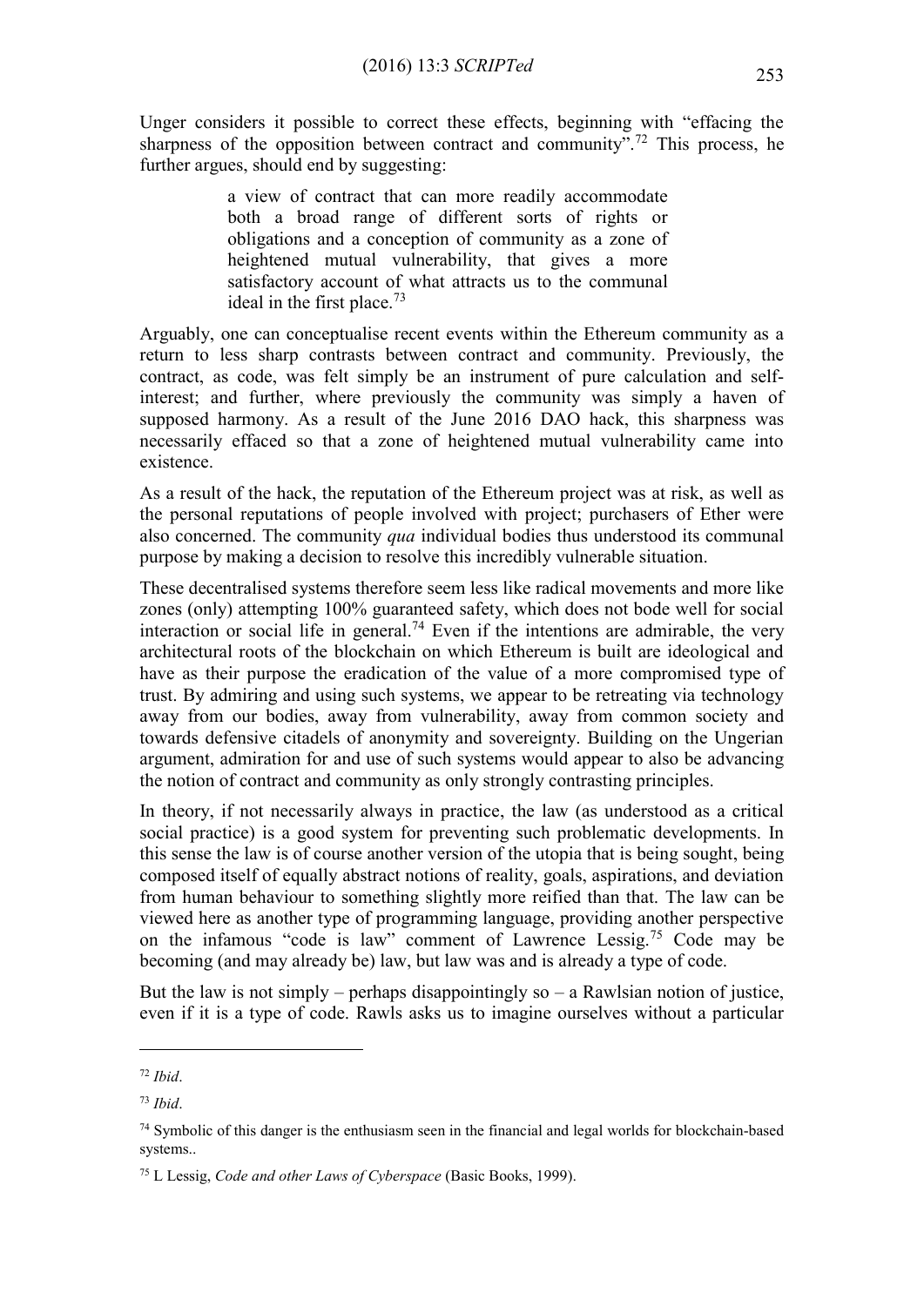Unger considers it possible to correct these effects, beginning with "effacing the sharpness of the opposition between contract and community".[72] This process, he further argues, should end by suggesting:

> a view of contract that can more readily accommodate both a broad range of different sorts of rights or obligations and a conception of community as a zone of heightened mutual vulnerability, that gives a more satisfactory account of what attracts us to the communal ideal in the first place.[73]

Arguably, one can conceptualise recent events within the Ethereum community as a return to less sharp contrasts between contract and community. Previously, the contract, as code, was felt simply be an instrument of pure calculation and self-interest; and further, where previously the community was simply a haven of supposed harmony. As a result of the June 2016 DAO hack, this sharpness was necessarily effaced so that a zone of heightened mutual vulnerability came into existence.

As a result of the hack, the reputation of the Ethereum project was at risk, as well as the personal reputations of people involved with project; purchasers of Ether were also concerned. The community *qua* individual bodies thus understood its communal purpose by making a decision to resolve this incredibly vulnerable situation.

These decentralised systems therefore seem less like radical movements and more like zones (only) attempting 100% guaranteed safety, which does not bode well for social interaction or social life in general.[74] Even if the intentions are admirable, the very architectural roots of the blockchain on which Ethereum is built are ideological and have as their purpose the eradication of the value of a more compromised type of trust. By admiring and using such systems, we appear to be retreating via technology away from our bodies, away from vulnerability, away from common society and towards defensive citadels of anonymity and sovereignty. Building on the Ungerian argument, admiration for and use of such systems would appear to also be advancing the notion of contract and community as only strongly contrasting principles.

In theory, if not necessarily always in practice, the law (as understood as a critical social practice) is a good system for preventing such problematic developments. In this sense the law is of course another version of the utopia that is being sought, being composed itself of equally abstract notions of reality, goals, aspirations, and deviation from human behaviour to something slightly more reified than that. The law can be viewed here as another type of programming language, providing another perspective on the infamous "code is law" comment of Lawrence Lessig.[75] Code may be becoming (and may already be) law, but law was and is already a type of code.

But the law is not simply – perhaps disappointingly so – a Rawlsian notion of justice, even if it is a type of code. Rawls asks us to imagine ourselves without a particular

---

[72] *Ibid*.

[73] *Ibid*.

[74] Symbolic of this danger is the enthusiasm seen in the financial and legal worlds for blockchain-based systems..

[75] L Lessig, *Code and other Laws of Cyberspace* (Basic Books, 1999).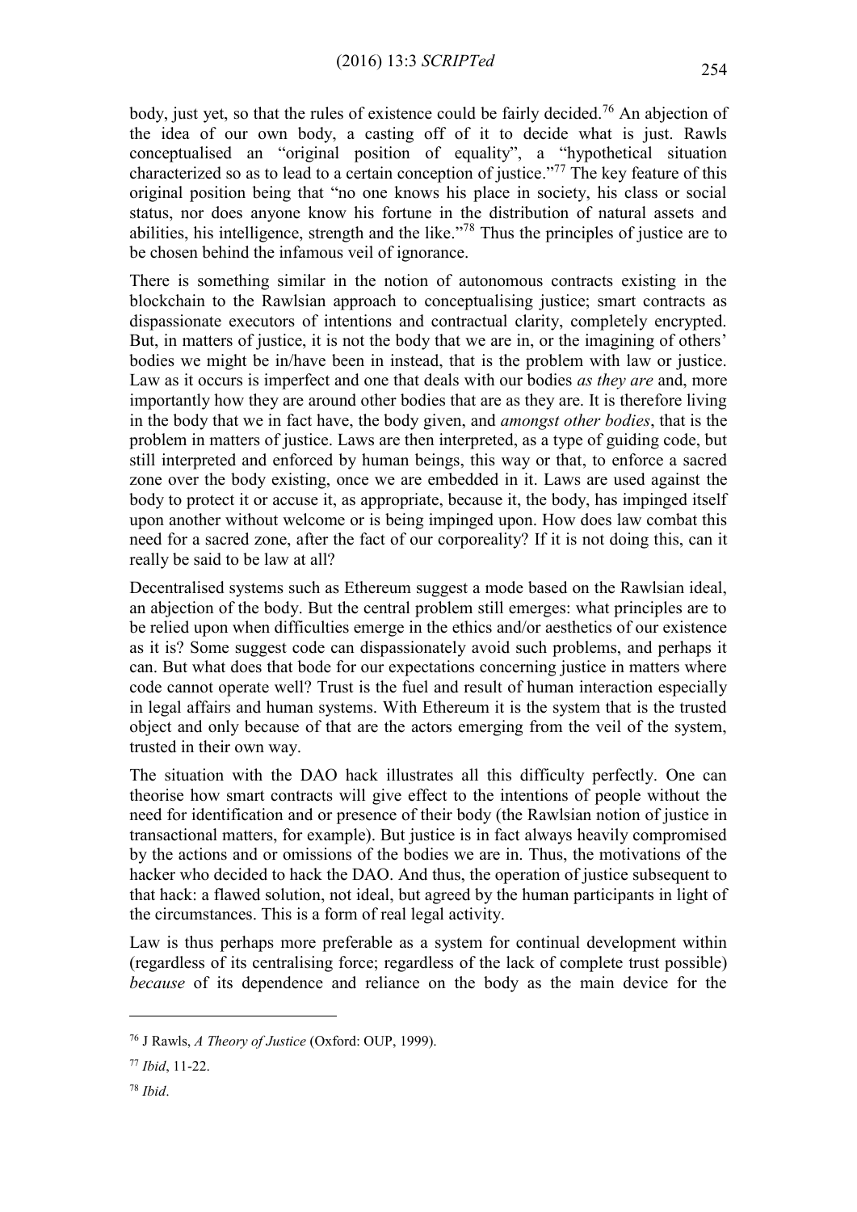body, just yet, so that the rules of existence could be fairly decided.[76] An abjection of the idea of our own body, a casting off of it to decide what is just. Rawls conceptualised an "original position of equality", a "hypothetical situation characterized so as to lead to a certain conception of justice."[77] The key feature of this original position being that "no one knows his place in society, his class or social status, nor does anyone know his fortune in the distribution of natural assets and abilities, his intelligence, strength and the like."[78] Thus the principles of justice are to be chosen behind the infamous veil of ignorance.

There is something similar in the notion of autonomous contracts existing in the blockchain to the Rawlsian approach to conceptualising justice; smart contracts as dispassionate executors of intentions and contractual clarity, completely encrypted. But, in matters of justice, it is not the body that we are in, or the imagining of others' bodies we might be in/have been in instead, that is the problem with law or justice. Law as it occurs is imperfect and one that deals with our bodies *as they are* and, more importantly how they are around other bodies that are as they are. It is therefore living in the body that we in fact have, the body given, and *amongst other bodies*, that is the problem in matters of justice. Laws are then interpreted, as a type of guiding code, but still interpreted and enforced by human beings, this way or that, to enforce a sacred zone over the body existing, once we are embedded in it. Laws are used against the body to protect it or accuse it, as appropriate, because it, the body, has impinged itself upon another without welcome or is being impinged upon. How does law combat this need for a sacred zone, after the fact of our corporeality? If it is not doing this, can it really be said to be law at all?

Decentralised systems such as Ethereum suggest a mode based on the Rawlsian ideal, an abjection of the body. But the central problem still emerges: what principles are to be relied upon when difficulties emerge in the ethics and/or aesthetics of our existence as it is? Some suggest code can dispassionately avoid such problems, and perhaps it can. But what does that bode for our expectations concerning justice in matters where code cannot operate well? Trust is the fuel and result of human interaction especially in legal affairs and human systems. With Ethereum it is the system that is the trusted object and only because of that are the actors emerging from the veil of the system, trusted in their own way.

The situation with the DAO hack illustrates all this difficulty perfectly. One can theorise how smart contracts will give effect to the intentions of people without the need for identification and or presence of their body (the Rawlsian notion of justice in transactional matters, for example). But justice is in fact always heavily compromised by the actions and or omissions of the bodies we are in. Thus, the motivations of the hacker who decided to hack the DAO. And thus, the operation of justice subsequent to that hack: a flawed solution, not ideal, but agreed by the human participants in light of the circumstances. This is a form of real legal activity.

Law is thus perhaps more preferable as a system for continual development within (regardless of its centralising force; regardless of the lack of complete trust possible) *because* of its dependence and reliance on the body as the main device for the

---

[76] J Rawls, *A Theory of Justice* (Oxford: OUP, 1999).

[77] *Ibid*, 11-22.

[78] *Ibid*.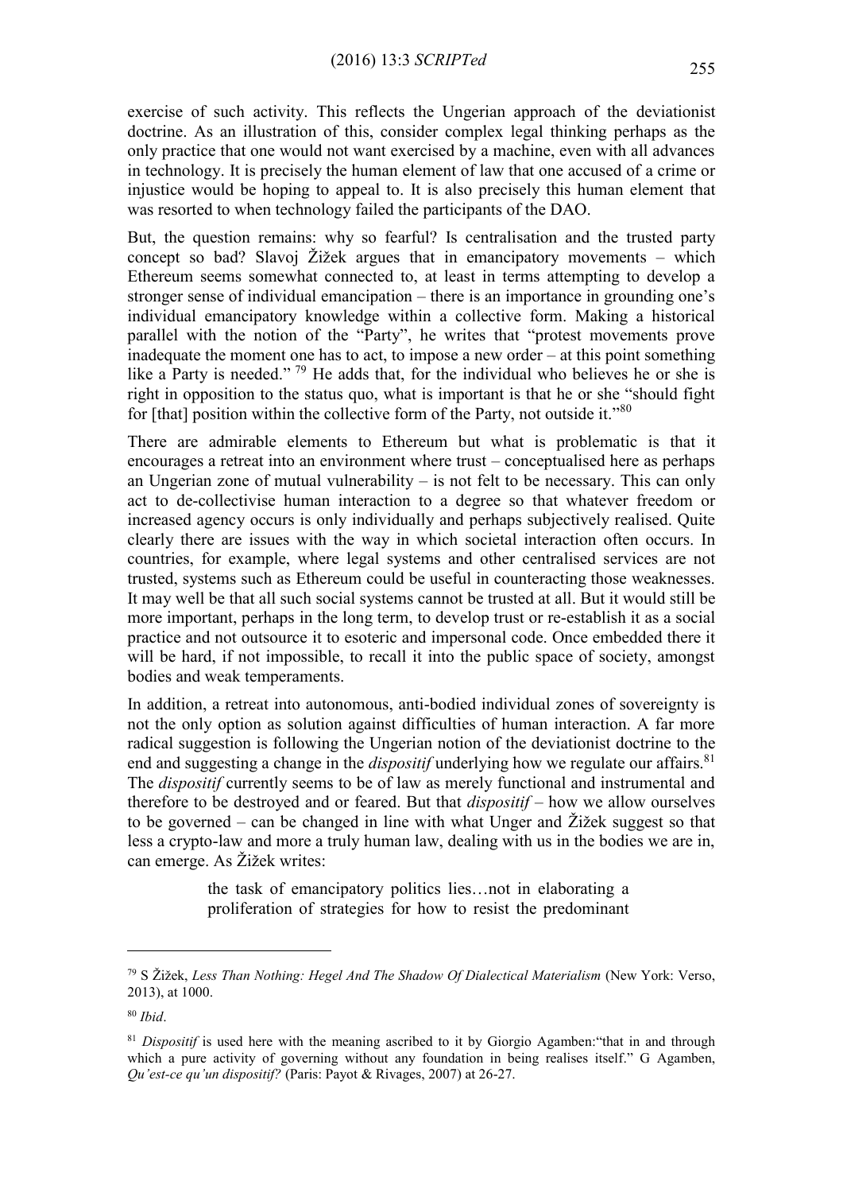exercise of such activity. This reflects the Ungerian approach of the deviationist doctrine. As an illustration of this, consider complex legal thinking perhaps as the only practice that one would not want exercised by a machine, even with all advances in technology. It is precisely the human element of law that one accused of a crime or injustice would be hoping to appeal to. It is also precisely this human element that was resorted to when technology failed the participants of the DAO.

But, the question remains: why so fearful? Is centralisation and the trusted party concept so bad? Slavoj Žižek argues that in emancipatory movements – which Ethereum seems somewhat connected to, at least in terms attempting to develop a stronger sense of individual emancipation – there is an importance in grounding one's individual emancipatory knowledge within a collective form. Making a historical parallel with the notion of the "Party", he writes that "protest movements prove inadequate the moment one has to act, to impose a new order – at this point something like a Party is needed." [79] He adds that, for the individual who believes he or she is right in opposition to the status quo, what is important is that he or she "should fight for [that] position within the collective form of the Party, not outside it."[80]

There are admirable elements to Ethereum but what is problematic is that it encourages a retreat into an environment where trust – conceptualised here as perhaps an Ungerian zone of mutual vulnerability – is not felt to be necessary. This can only act to de-collectivise human interaction to a degree so that whatever freedom or increased agency occurs is only individually and perhaps subjectively realised. Quite clearly there are issues with the way in which societal interaction often occurs. In countries, for example, where legal systems and other centralised services are not trusted, systems such as Ethereum could be useful in counteracting those weaknesses. It may well be that all such social systems cannot be trusted at all. But it would still be more important, perhaps in the long term, to develop trust or re-establish it as a social practice and not outsource it to esoteric and impersonal code. Once embedded there it will be hard, if not impossible, to recall it into the public space of society, amongst bodies and weak temperaments.

In addition, a retreat into autonomous, anti-bodied individual zones of sovereignty is not the only option as solution against difficulties of human interaction. A far more radical suggestion is following the Ungerian notion of the deviationist doctrine to the end and suggesting a change in the *dispositif* underlying how we regulate our affairs.[81] The *dispositif* currently seems to be of law as merely functional and instrumental and therefore to be destroyed and or feared. But that *dispositif* – how we allow ourselves to be governed – can be changed in line with what Unger and Žižek suggest so that less a crypto-law and more a truly human law, dealing with us in the bodies we are in, can emerge. As Žižek writes:

> the task of emancipatory politics lies…not in elaborating a proliferation of strategies for how to resist the predominant

---

[79] S Žižek, *Less Than Nothing: Hegel And The Shadow Of Dialectical Materialism* (New York: Verso, 2013), at 1000.

[80] *Ibid*.

[81] *Dispositif* is used here with the meaning ascribed to it by Giorgio Agamben:"that in and through which a pure activity of governing without any foundation in being realises itself." G Agamben, *Qu'est-ce qu'un dispositif?* (Paris: Payot & Rivages, 2007) at 26-27.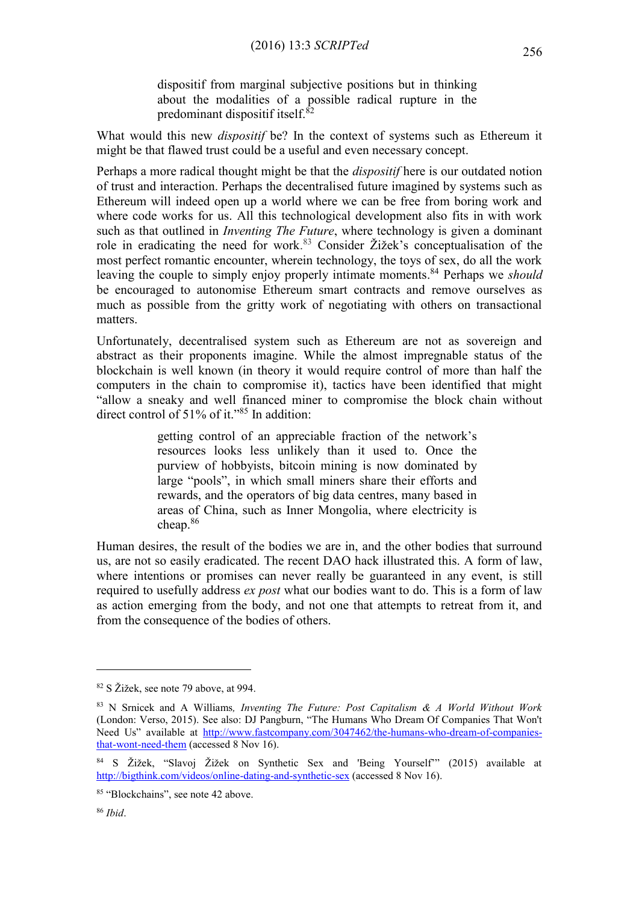> dispositif from marginal subjective positions but in thinking about the modalities of a possible radical rupture in the predominant dispositif itself.[82]

What would this new *dispositif* be? In the context of systems such as Ethereum it might be that flawed trust could be a useful and even necessary concept.

Perhaps a more radical thought might be that the *dispositif* here is our outdated notion of trust and interaction. Perhaps the decentralised future imagined by systems such as Ethereum will indeed open up a world where we can be free from boring work and where code works for us. All this technological development also fits in with work such as that outlined in *Inventing The Future*, where technology is given a dominant role in eradicating the need for work.[83] Consider Žižek's conceptualisation of the most perfect romantic encounter, wherein technology, the toys of sex, do all the work leaving the couple to simply enjoy properly intimate moments.[84] Perhaps we *should* be encouraged to autonomise Ethereum smart contracts and remove ourselves as much as possible from the gritty work of negotiating with others on transactional matters.

Unfortunately, decentralised system such as Ethereum are not as sovereign and abstract as their proponents imagine. While the almost impregnable status of the blockchain is well known (in theory it would require control of more than half the computers in the chain to compromise it), tactics have been identified that might "allow a sneaky and well financed miner to compromise the block chain without direct control of 51% of it."[85] In addition:

> getting control of an appreciable fraction of the network's resources looks less unlikely than it used to. Once the purview of hobbyists, bitcoin mining is now dominated by large "pools", in which small miners share their efforts and rewards, and the operators of big data centres, many based in areas of China, such as Inner Mongolia, where electricity is cheap.[86]

Human desires, the result of the bodies we are in, and the other bodies that surround us, are not so easily eradicated. The recent DAO hack illustrated this. A form of law, where intentions or promises can never really be guaranteed in any event, is still required to usefully address *ex post* what our bodies want to do. This is a form of law as action emerging from the body, and not one that attempts to retreat from it, and from the consequence of the bodies of others.

---

[82] S Žižek, see note 79 above, at 994.

[83] N Srnicek and A Williams, *Inventing The Future: Post Capitalism & A World Without Work* (London: Verso, 2015). See also: DJ Pangburn, "The Humans Who Dream Of Companies That Won't Need Us" available at http://www.fastcompany.com/3047462/the-humans-who-dream-of-companies-that-wont-need-them (accessed 8 Nov 16).

[84] S Žižek, "Slavoj Žižek on Synthetic Sex and 'Being Yourself'" (2015) available at http://bigthink.com/videos/online-dating-and-synthetic-sex (accessed 8 Nov 16).

[85] "Blockchains", see note 42 above.

[86] *Ibid*.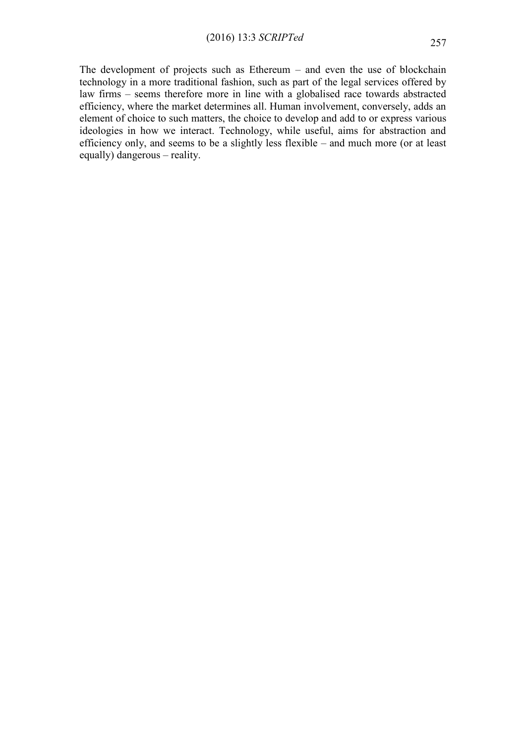The development of projects such as Ethereum – and even the use of blockchain technology in a more traditional fashion, such as part of the legal services offered by law firms – seems therefore more in line with a globalised race towards abstracted efficiency, where the market determines all. Human involvement, conversely, adds an element of choice to such matters, the choice to develop and add to or express various ideologies in how we interact. Technology, while useful, aims for abstraction and efficiency only, and seems to be a slightly less flexible – and much more (or at least equally) dangerous – reality.